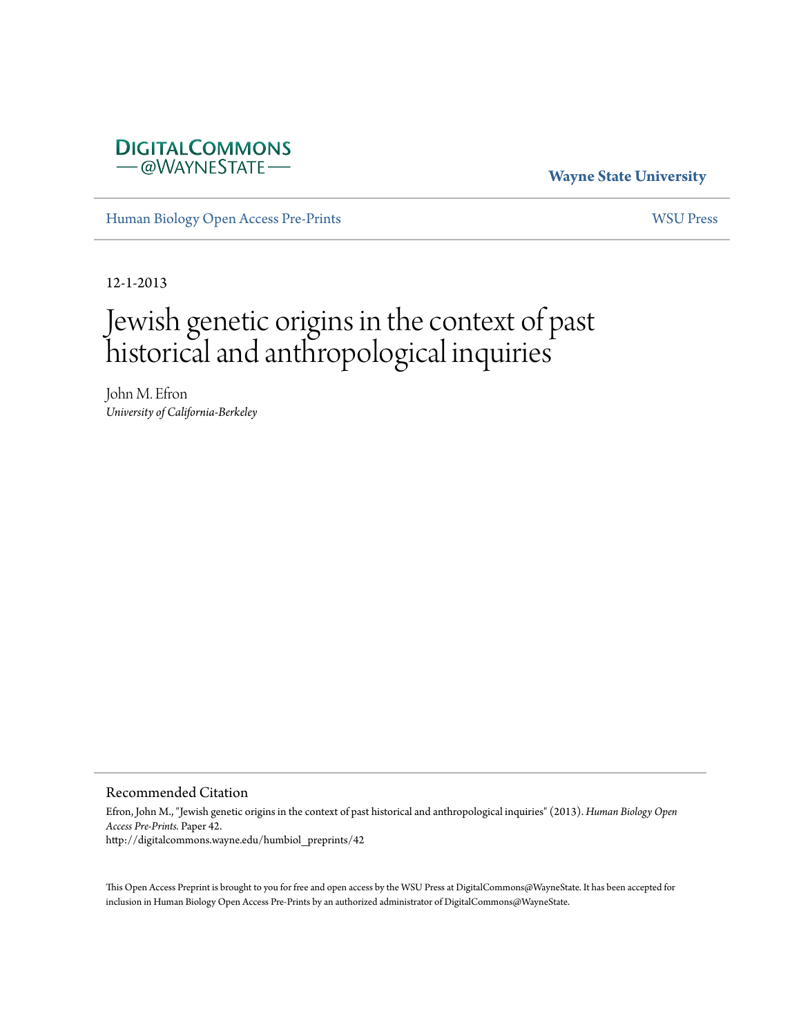DigitalCommons @WayneState

Wayne State University

Human Biology Open Access Pre-Prints

WSU Press

12-1-2013

# Jewish genetic origins in the context of past historical and anthropological inquiries

John M. Efron
*University of California-Berkeley*

## Recommended Citation

Efron, John M., "Jewish genetic origins in the context of past historical and anthropological inquiries" (2013). *Human Biology Open Access Pre-Prints*. Paper 42.
http://digitalcommons.wayne.edu/humbiol_preprints/42

This Open Access Preprint is brought to you for free and open access by the WSU Press at DigitalCommons@WayneState. It has been accepted for inclusion in Human Biology Open Access Pre-Prints by an authorized administrator of DigitalCommons@WayneState.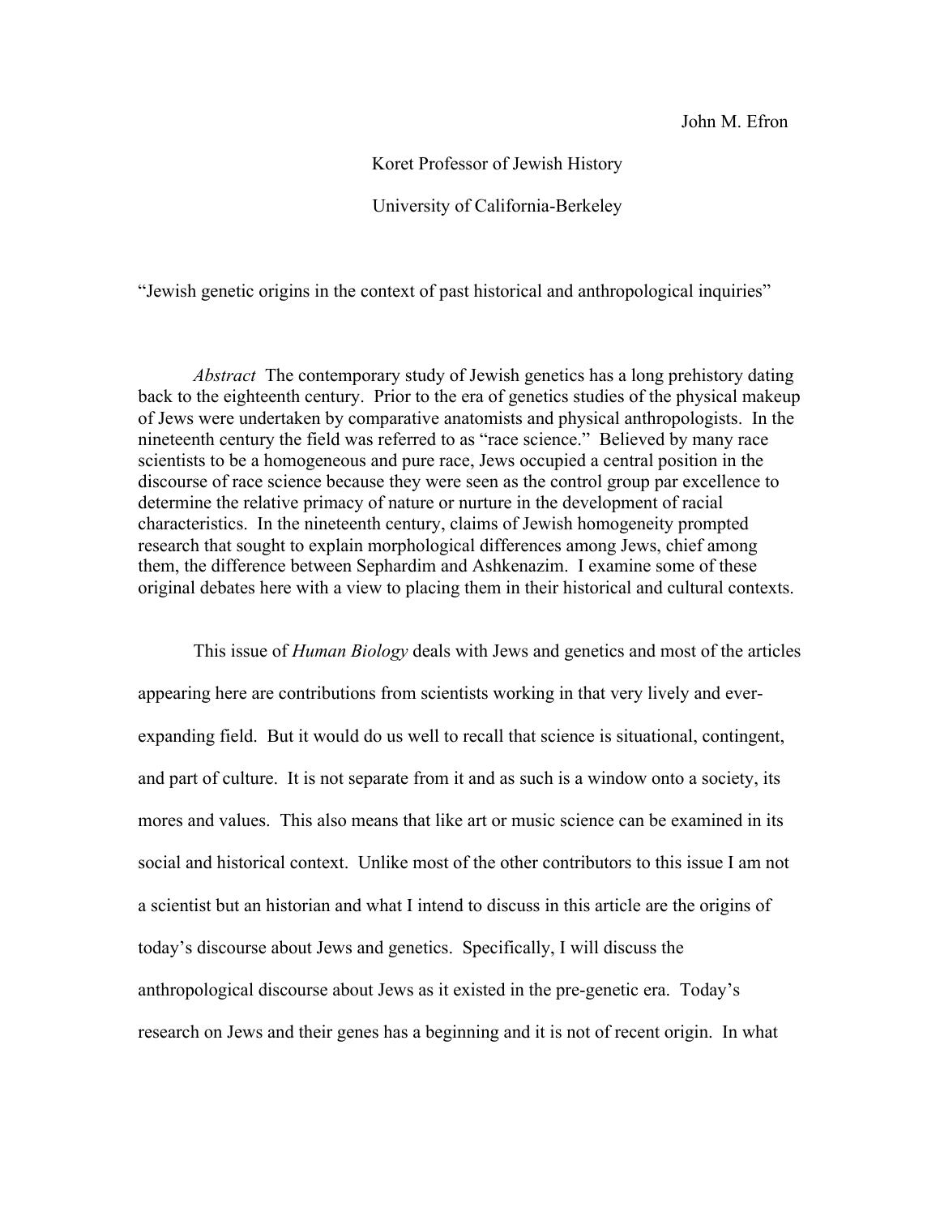John M. Efron

Koret Professor of Jewish History

University of California-Berkeley

“Jewish genetic origins in the context of past historical and anthropological inquiries”

*Abstract* The contemporary study of Jewish genetics has a long prehistory dating back to the eighteenth century. Prior to the era of genetics studies of the physical makeup of Jews were undertaken by comparative anatomists and physical anthropologists. In the nineteenth century the field was referred to as “race science.” Believed by many race scientists to be a homogeneous and pure race, Jews occupied a central position in the discourse of race science because they were seen as the control group par excellence to determine the relative primacy of nature or nurture in the development of racial characteristics. In the nineteenth century, claims of Jewish homogeneity prompted research that sought to explain morphological differences among Jews, chief among them, the difference between Sephardim and Ashkenazim. I examine some of these original debates here with a view to placing them in their historical and cultural contexts.

This issue of *Human Biology* deals with Jews and genetics and most of the articles appearing here are contributions from scientists working in that very lively and ever-expanding field. But it would do us well to recall that science is situational, contingent, and part of culture. It is not separate from it and as such is a window onto a society, its mores and values. This also means that like art or music science can be examined in its social and historical context. Unlike most of the other contributors to this issue I am not a scientist but an historian and what I intend to discuss in this article are the origins of today’s discourse about Jews and genetics. Specifically, I will discuss the anthropological discourse about Jews as it existed in the pre-genetic era. Today’s research on Jews and their genes has a beginning and it is not of recent origin. In what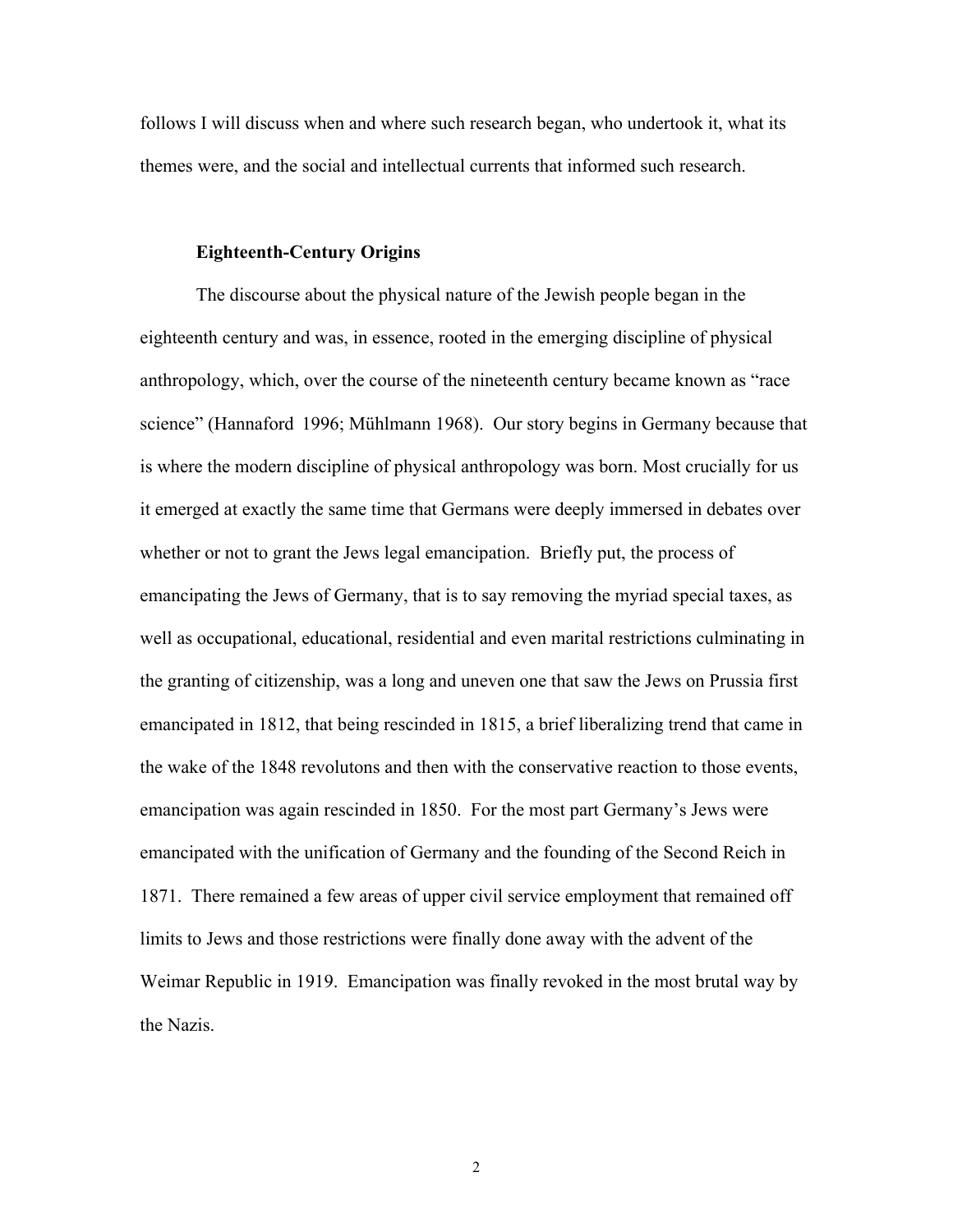follows I will discuss when and where such research began, who undertook it, what its themes were, and the social and intellectual currents that informed such research.

### Eighteenth-Century Origins

The discourse about the physical nature of the Jewish people began in the eighteenth century and was, in essence, rooted in the emerging discipline of physical anthropology, which, over the course of the nineteenth century became known as "race science" (Hannaford 1996; Mühlmann 1968). Our story begins in Germany because that is where the modern discipline of physical anthropology was born. Most crucially for us it emerged at exactly the same time that Germans were deeply immersed in debates over whether or not to grant the Jews legal emancipation. Briefly put, the process of emancipating the Jews of Germany, that is to say removing the myriad special taxes, as well as occupational, educational, residential and even marital restrictions culminating in the granting of citizenship, was a long and uneven one that saw the Jews on Prussia first emancipated in 1812, that being rescinded in 1815, a brief liberalizing trend that came in the wake of the 1848 revolutons and then with the conservative reaction to those events, emancipation was again rescinded in 1850. For the most part Germany's Jews were emancipated with the unification of Germany and the founding of the Second Reich in 1871. There remained a few areas of upper civil service employment that remained off limits to Jews and those restrictions were finally done away with the advent of the Weimar Republic in 1919. Emancipation was finally revoked in the most brutal way by the Nazis.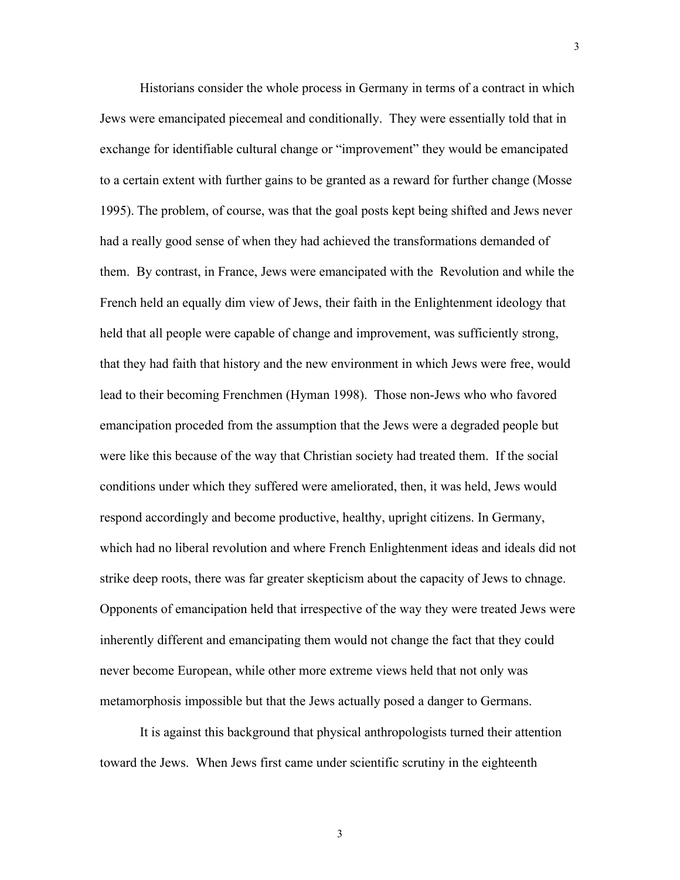Historians consider the whole process in Germany in terms of a contract in which Jews were emancipated piecemeal and conditionally. They were essentially told that in exchange for identifiable cultural change or "improvement" they would be emancipated to a certain extent with further gains to be granted as a reward for further change (Mosse 1995). The problem, of course, was that the goal posts kept being shifted and Jews never had a really good sense of when they had achieved the transformations demanded of them. By contrast, in France, Jews were emancipated with the Revolution and while the French held an equally dim view of Jews, their faith in the Enlightenment ideology that held that all people were capable of change and improvement, was sufficiently strong, that they had faith that history and the new environment in which Jews were free, would lead to their becoming Frenchmen (Hyman 1998). Those non-Jews who who favored emancipation proceeded from the assumption that the Jews were a degraded people but were like this because of the way that Christian society had treated them. If the social conditions under which they suffered were ameliorated, then, it was held, Jews would respond accordingly and become productive, healthy, upright citizens. In Germany, which had no liberal revolution and where French Enlightenment ideas and ideals did not strike deep roots, there was far greater skepticism about the capacity of Jews to chnage. Opponents of emancipation held that irrespective of the way they were treated Jews were inherently different and emancipating them would not change the fact that they could never become European, while other more extreme views held that not only was metamorphosis impossible but that the Jews actually posed a danger to Germans.

It is against this background that physical anthropologists turned their attention toward the Jews. When Jews first came under scientific scrutiny in the eighteenth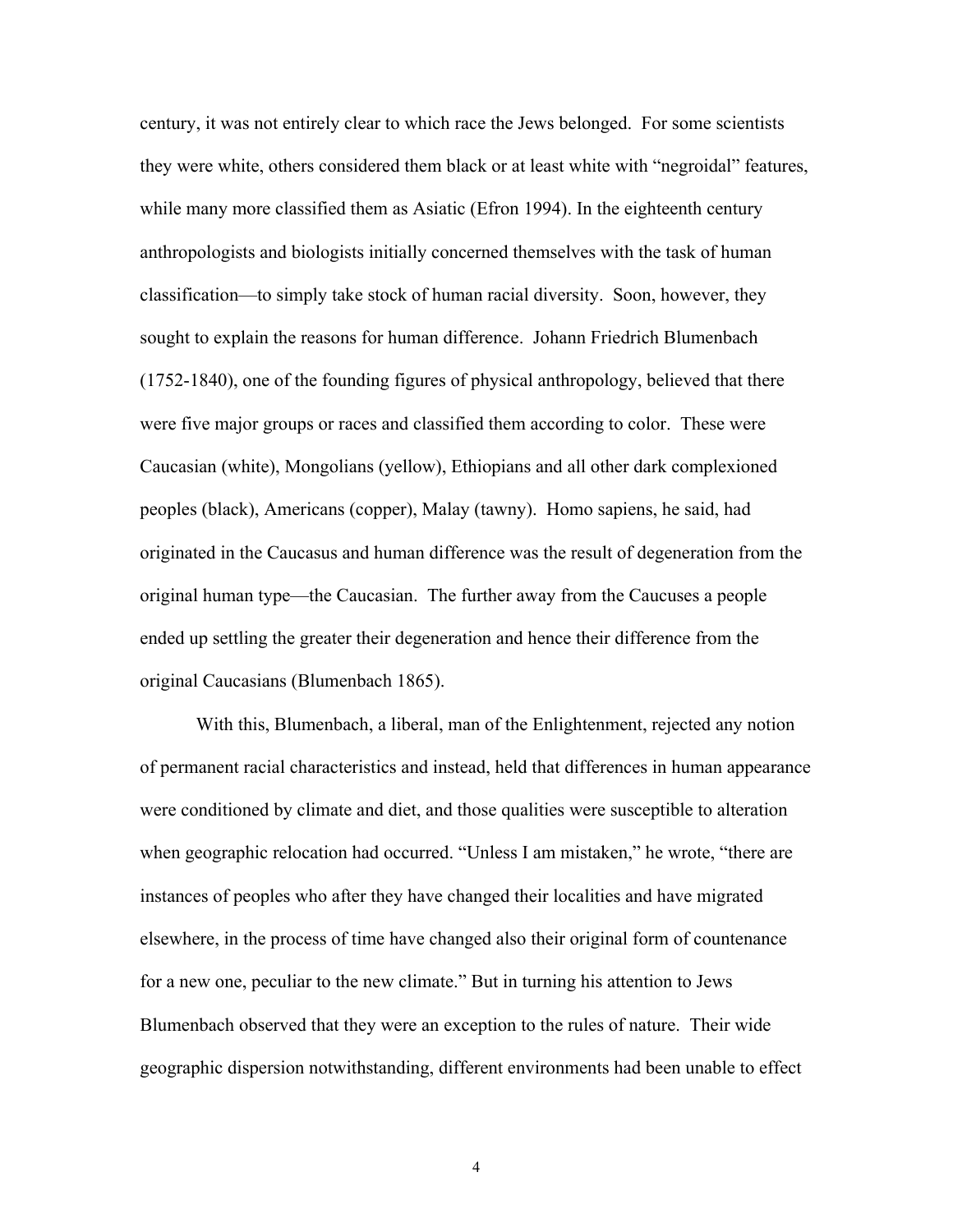century, it was not entirely clear to which race the Jews belonged. For some scientists they were white, others considered them black or at least white with "negroidal" features, while many more classified them as Asiatic (Efron 1994). In the eighteenth century anthropologists and biologists initially concerned themselves with the task of human classification—to simply take stock of human racial diversity. Soon, however, they sought to explain the reasons for human difference. Johann Friedrich Blumenbach (1752-1840), one of the founding figures of physical anthropology, believed that there were five major groups or races and classified them according to color. These were Caucasian (white), Mongolians (yellow), Ethiopians and all other dark complexioned peoples (black), Americans (copper), Malay (tawny). Homo sapiens, he said, had originated in the Caucasus and human difference was the result of degeneration from the original human type—the Caucasian. The further away from the Caucuses a people ended up settling the greater their degeneration and hence their difference from the original Caucasians (Blumenbach 1865).

With this, Blumenbach, a liberal, man of the Enlightenment, rejected any notion of permanent racial characteristics and instead, held that differences in human appearance were conditioned by climate and diet, and those qualities were susceptible to alteration when geographic relocation had occurred. "Unless I am mistaken," he wrote, "there are instances of peoples who after they have changed their localities and have migrated elsewhere, in the process of time have changed also their original form of countenance for a new one, peculiar to the new climate." But in turning his attention to Jews Blumenbach observed that they were an exception to the rules of nature. Their wide geographic dispersion notwithstanding, different environments had been unable to effect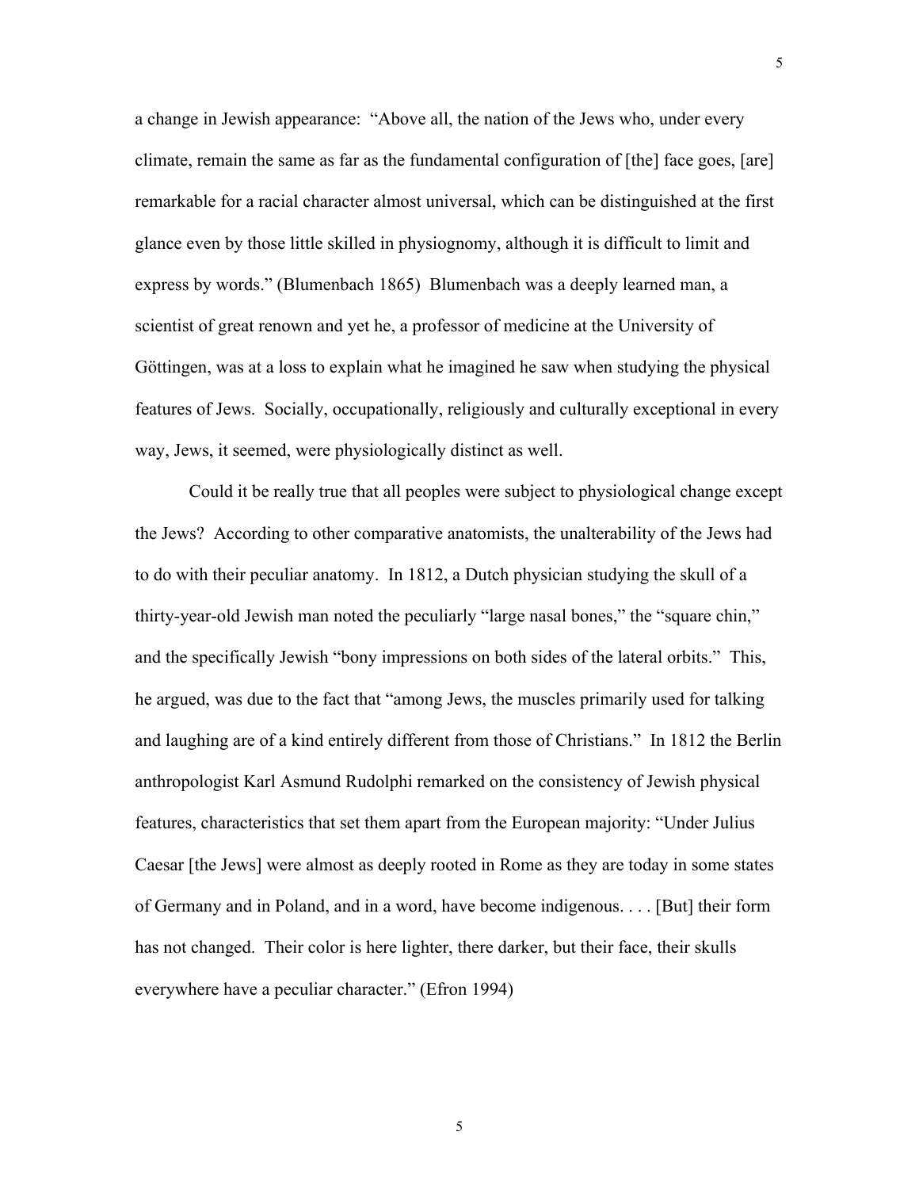a change in Jewish appearance: "Above all, the nation of the Jews who, under every climate, remain the same as far as the fundamental configuration of [the] face goes, [are] remarkable for a racial character almost universal, which can be distinguished at the first glance even by those little skilled in physiognomy, although it is difficult to limit and express by words." (Blumenbach 1865) Blumenbach was a deeply learned man, a scientist of great renown and yet he, a professor of medicine at the University of Göttingen, was at a loss to explain what he imagined he saw when studying the physical features of Jews. Socially, occupationally, religiously and culturally exceptional in every way, Jews, it seemed, were physiologically distinct as well.

Could it be really true that all peoples were subject to physiological change except the Jews? According to other comparative anatomists, the unalterability of the Jews had to do with their peculiar anatomy. In 1812, a Dutch physician studying the skull of a thirty-year-old Jewish man noted the peculiarly "large nasal bones," the "square chin," and the specifically Jewish "bony impressions on both sides of the lateral orbits." This, he argued, was due to the fact that "among Jews, the muscles primarily used for talking and laughing are of a kind entirely different from those of Christians." In 1812 the Berlin anthropologist Karl Asmund Rudolphi remarked on the consistency of Jewish physical features, characteristics that set them apart from the European majority: "Under Julius Caesar [the Jews] were almost as deeply rooted in Rome as they are today in some states of Germany and in Poland, and in a word, have become indigenous. . . . [But] their form has not changed. Their color is here lighter, there darker, but their face, their skulls everywhere have a peculiar character." (Efron 1994)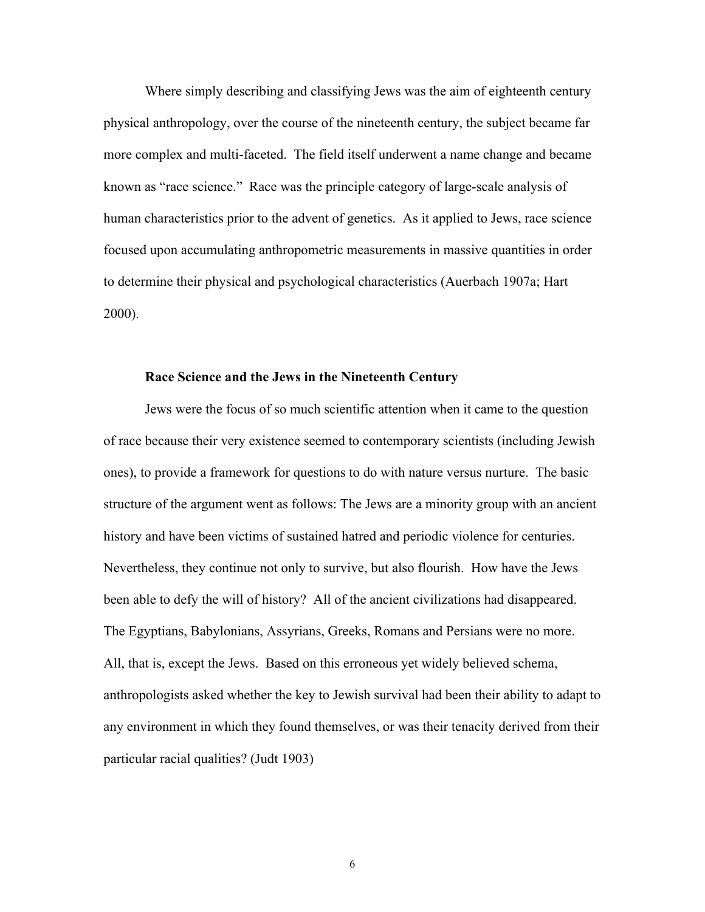Where simply describing and classifying Jews was the aim of eighteenth century physical anthropology, over the course of the nineteenth century, the subject became far more complex and multi-faceted. The field itself underwent a name change and became known as "race science." Race was the principle category of large-scale analysis of human characteristics prior to the advent of genetics. As it applied to Jews, race science focused upon accumulating anthropometric measurements in massive quantities in order to determine their physical and psychological characteristics (Auerbach 1907a; Hart 2000).

### Race Science and the Jews in the Nineteenth Century

Jews were the focus of so much scientific attention when it came to the question of race because their very existence seemed to contemporary scientists (including Jewish ones), to provide a framework for questions to do with nature versus nurture. The basic structure of the argument went as follows: The Jews are a minority group with an ancient history and have been victims of sustained hatred and periodic violence for centuries. Nevertheless, they continue not only to survive, but also flourish. How have the Jews been able to defy the will of history? All of the ancient civilizations had disappeared. The Egyptians, Babylonians, Assyrians, Greeks, Romans and Persians were no more. All, that is, except the Jews. Based on this erroneous yet widely believed schema, anthropologists asked whether the key to Jewish survival had been their ability to adapt to any environment in which they found themselves, or was their tenacity derived from their particular racial qualities? (Judt 1903)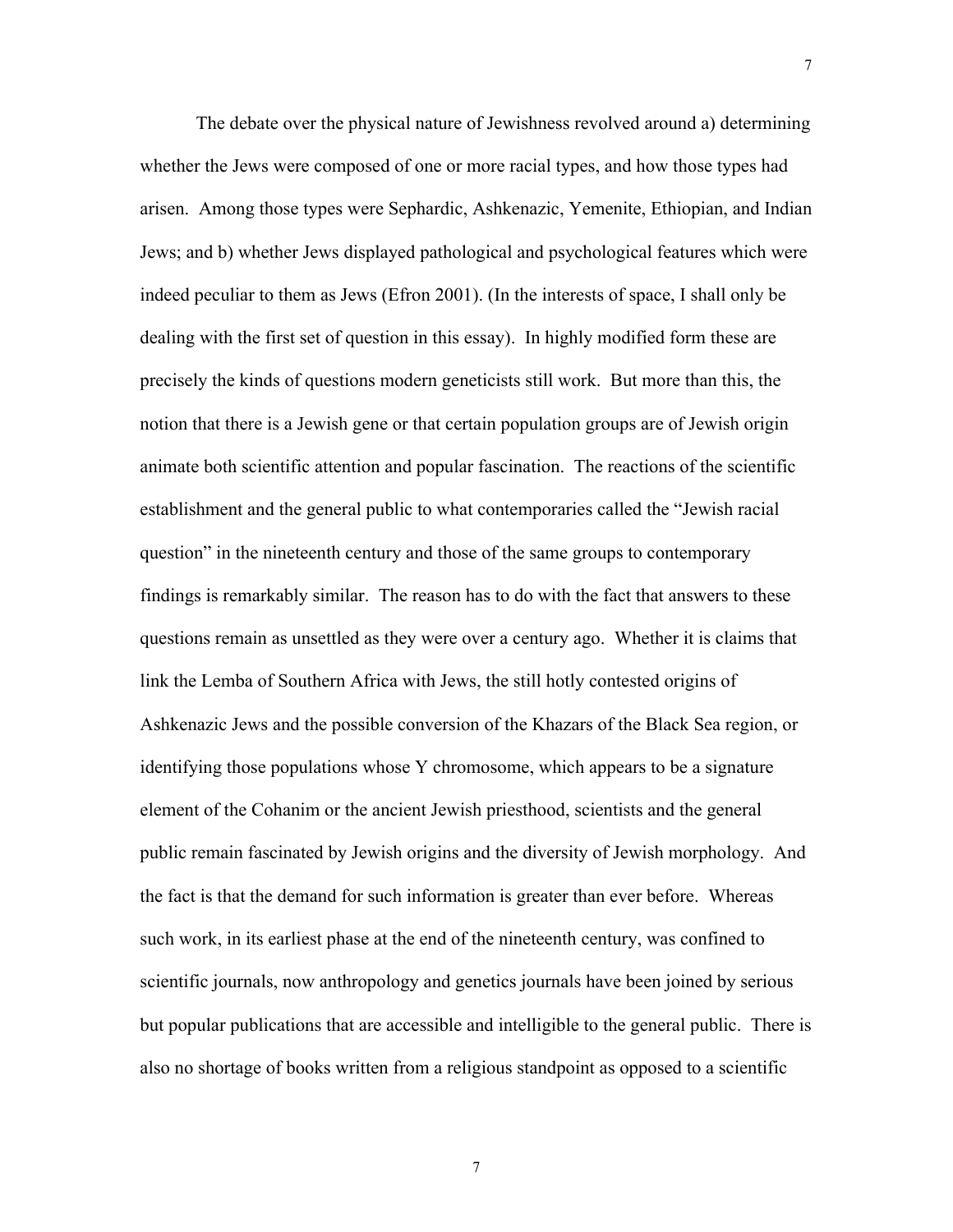The debate over the physical nature of Jewishness revolved around a) determining whether the Jews were composed of one or more racial types, and how those types had arisen. Among those types were Sephardic, Ashkenazic, Yemenite, Ethiopian, and Indian Jews; and b) whether Jews displayed pathological and psychological features which were indeed peculiar to them as Jews (Efron 2001). (In the interests of space, I shall only be dealing with the first set of question in this essay). In highly modified form these are precisely the kinds of questions modern geneticists still work. But more than this, the notion that there is a Jewish gene or that certain population groups are of Jewish origin animate both scientific attention and popular fascination. The reactions of the scientific establishment and the general public to what contemporaries called the "Jewish racial question" in the nineteenth century and those of the same groups to contemporary findings is remarkably similar. The reason has to do with the fact that answers to these questions remain as unsettled as they were over a century ago. Whether it is claims that link the Lemba of Southern Africa with Jews, the still hotly contested origins of Ashkenazic Jews and the possible conversion of the Khazars of the Black Sea region, or identifying those populations whose Y chromosome, which appears to be a signature element of the Cohanim or the ancient Jewish priesthood, scientists and the general public remain fascinated by Jewish origins and the diversity of Jewish morphology. And the fact is that the demand for such information is greater than ever before. Whereas such work, in its earliest phase at the end of the nineteenth century, was confined to scientific journals, now anthropology and genetics journals have been joined by serious but popular publications that are accessible and intelligible to the general public. There is also no shortage of books written from a religious standpoint as opposed to a scientific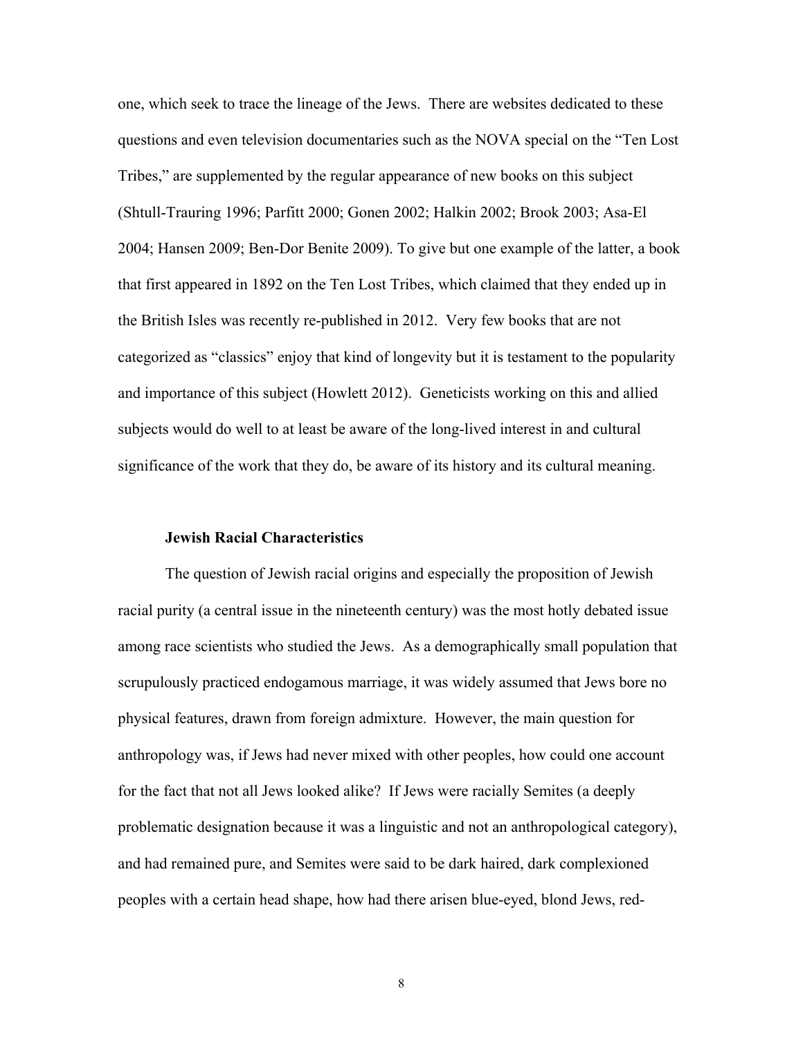one, which seek to trace the lineage of the Jews. There are websites dedicated to these questions and even television documentaries such as the NOVA special on the "Ten Lost Tribes," are supplemented by the regular appearance of new books on this subject (Shtull-Trauring 1996; Parfitt 2000; Gonen 2002; Halkin 2002; Brook 2003; Asa-El 2004; Hansen 2009; Ben-Dor Benite 2009). To give but one example of the latter, a book that first appeared in 1892 on the Ten Lost Tribes, which claimed that they ended up in the British Isles was recently re-published in 2012. Very few books that are not categorized as "classics" enjoy that kind of longevity but it is testament to the popularity and importance of this subject (Howlett 2012). Geneticists working on this and allied subjects would do well to at least be aware of the long-lived interest in and cultural significance of the work that they do, be aware of its history and its cultural meaning.

### Jewish Racial Characteristics

The question of Jewish racial origins and especially the proposition of Jewish racial purity (a central issue in the nineteenth century) was the most hotly debated issue among race scientists who studied the Jews. As a demographically small population that scrupulously practiced endogamous marriage, it was widely assumed that Jews bore no physical features, drawn from foreign admixture. However, the main question for anthropology was, if Jews had never mixed with other peoples, how could one account for the fact that not all Jews looked alike? If Jews were racially Semites (a deeply problematic designation because it was a linguistic and not an anthropological category), and had remained pure, and Semites were said to be dark haired, dark complexioned peoples with a certain head shape, how had there arisen blue-eyed, blond Jews, red-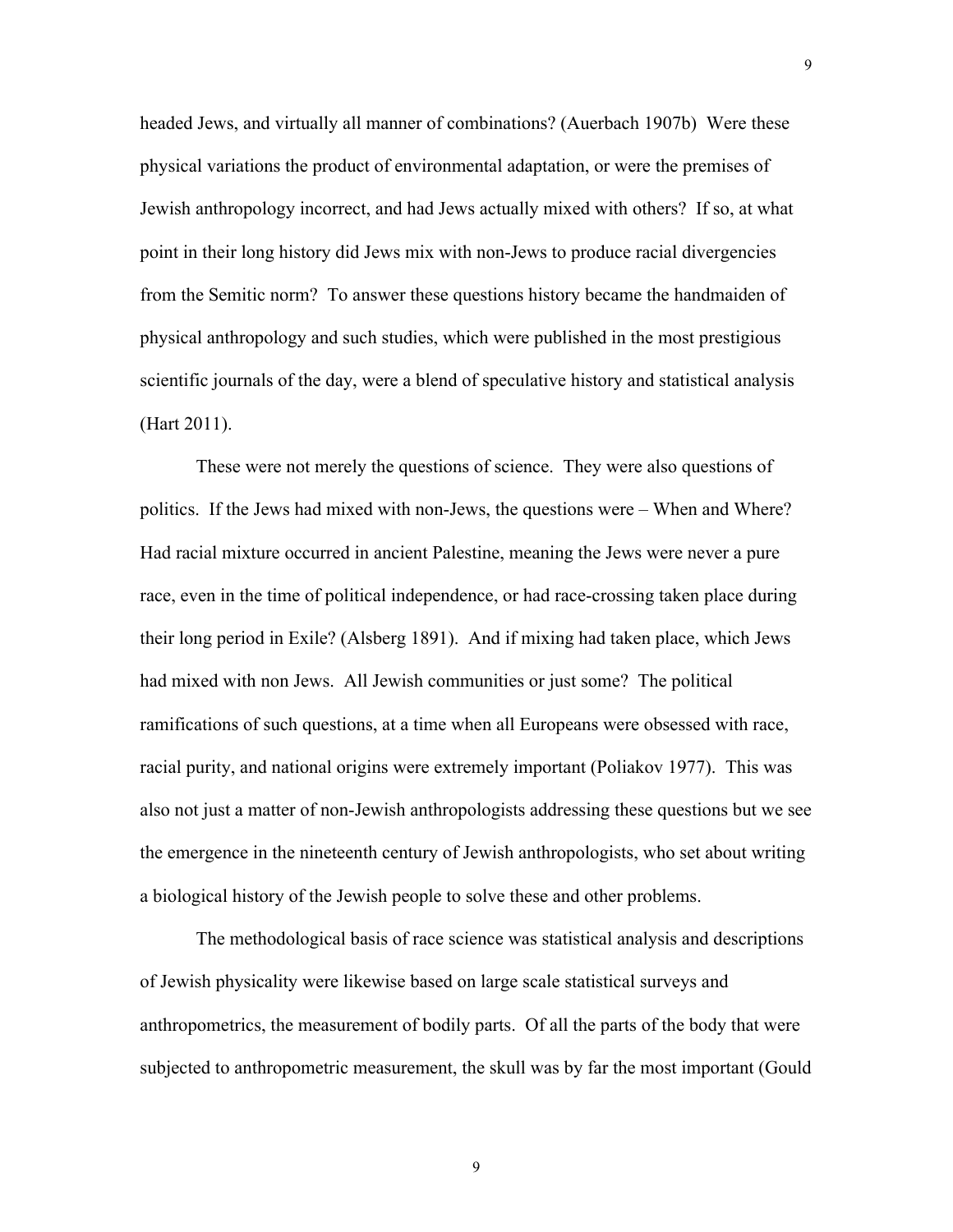headed Jews, and virtually all manner of combinations? (Auerbach 1907b) Were these physical variations the product of environmental adaptation, or were the premises of Jewish anthropology incorrect, and had Jews actually mixed with others? If so, at what point in their long history did Jews mix with non-Jews to produce racial divergencies from the Semitic norm? To answer these questions history became the handmaiden of physical anthropology and such studies, which were published in the most prestigious scientific journals of the day, were a blend of speculative history and statistical analysis (Hart 2011).

These were not merely the questions of science. They were also questions of politics. If the Jews had mixed with non-Jews, the questions were – When and Where? Had racial mixture occurred in ancient Palestine, meaning the Jews were never a pure race, even in the time of political independence, or had race-crossing taken place during their long period in Exile? (Alsberg 1891). And if mixing had taken place, which Jews had mixed with non Jews. All Jewish communities or just some? The political ramifications of such questions, at a time when all Europeans were obsessed with race, racial purity, and national origins were extremely important (Poliakov 1977). This was also not just a matter of non-Jewish anthropologists addressing these questions but we see the emergence in the nineteenth century of Jewish anthropologists, who set about writing a biological history of the Jewish people to solve these and other problems.

The methodological basis of race science was statistical analysis and descriptions of Jewish physicality were likewise based on large scale statistical surveys and anthropometrics, the measurement of bodily parts. Of all the parts of the body that were subjected to anthropometric measurement, the skull was by far the most important (Gould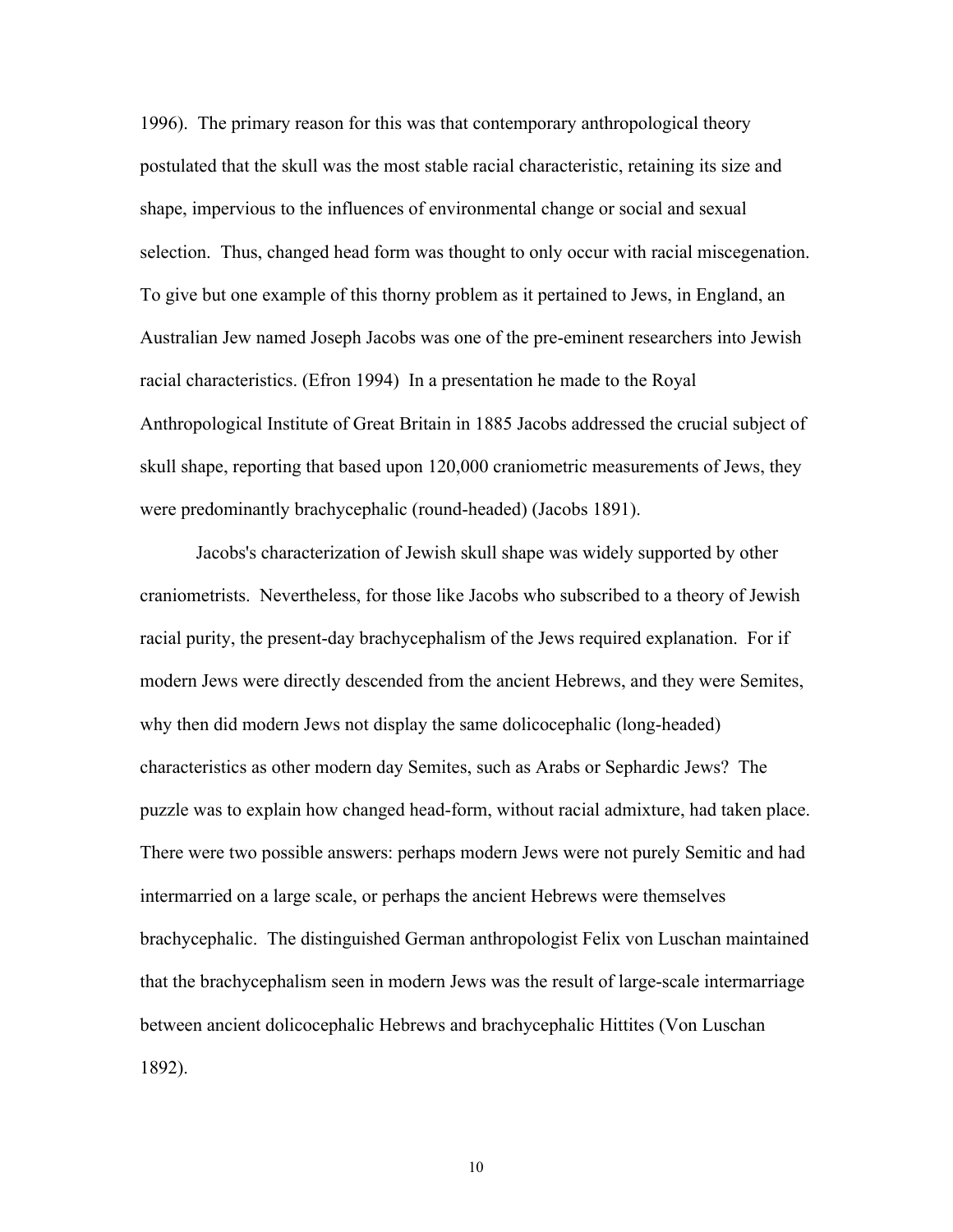1996). The primary reason for this was that contemporary anthropological theory postulated that the skull was the most stable racial characteristic, retaining its size and shape, impervious to the influences of environmental change or social and sexual selection. Thus, changed head form was thought to only occur with racial miscegenation. To give but one example of this thorny problem as it pertained to Jews, in England, an Australian Jew named Joseph Jacobs was one of the pre-eminent researchers into Jewish racial characteristics. (Efron 1994) In a presentation he made to the Royal Anthropological Institute of Great Britain in 1885 Jacobs addressed the crucial subject of skull shape, reporting that based upon 120,000 craniometric measurements of Jews, they were predominantly brachycephalic (round-headed) (Jacobs 1891).

Jacobs's characterization of Jewish skull shape was widely supported by other craniometrists. Nevertheless, for those like Jacobs who subscribed to a theory of Jewish racial purity, the present-day brachycephalism of the Jews required explanation. For if modern Jews were directly descended from the ancient Hebrews, and they were Semites, why then did modern Jews not display the same dolicocephalic (long-headed) characteristics as other modern day Semites, such as Arabs or Sephardic Jews? The puzzle was to explain how changed head-form, without racial admixture, had taken place. There were two possible answers: perhaps modern Jews were not purely Semitic and had intermarried on a large scale, or perhaps the ancient Hebrews were themselves brachycephalic. The distinguished German anthropologist Felix von Luschan maintained that the brachycephalism seen in modern Jews was the result of large-scale intermarriage between ancient dolicocephalic Hebrews and brachycephalic Hittites (Von Luschan 1892).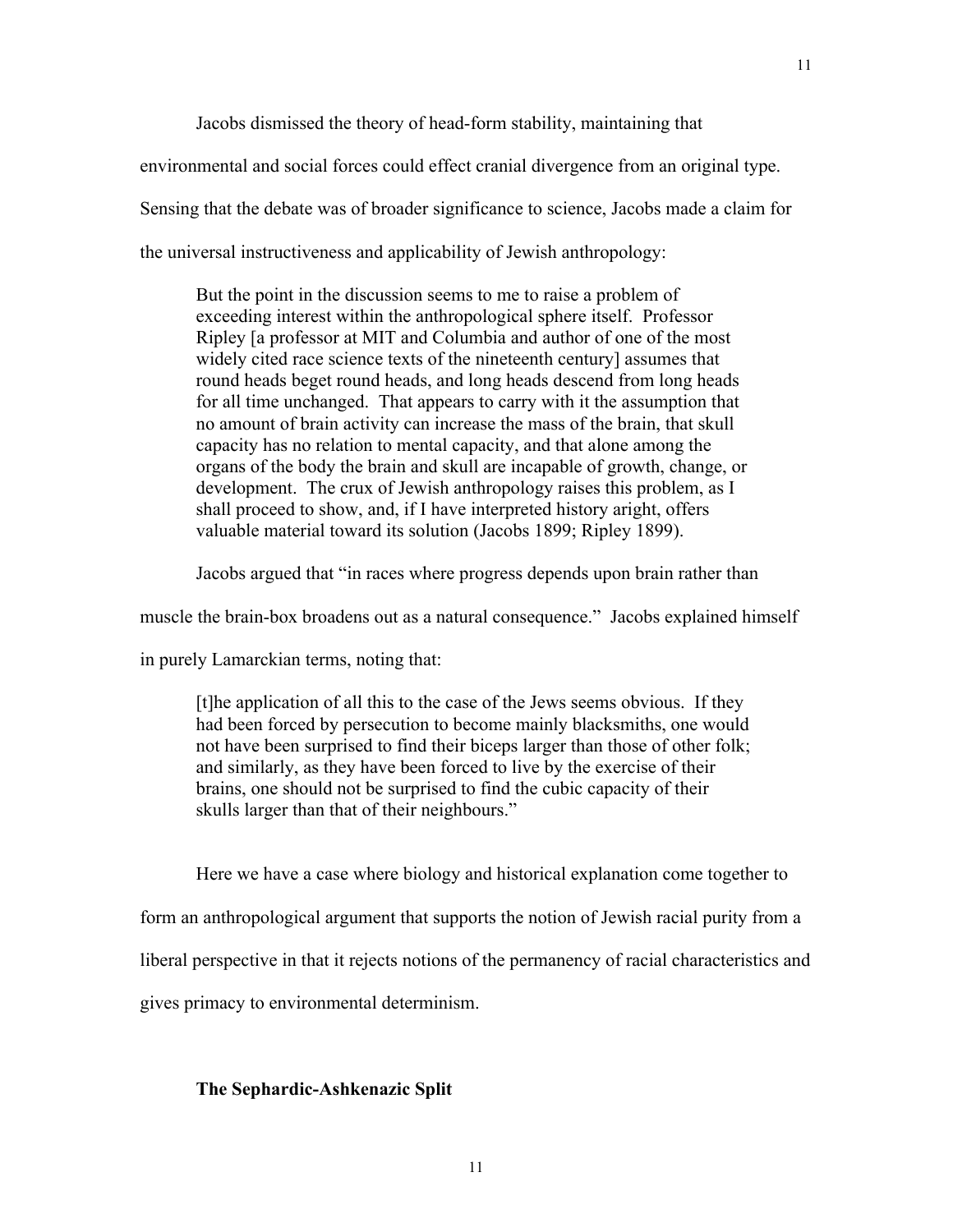Jacobs dismissed the theory of head-form stability, maintaining that environmental and social forces could effect cranial divergence from an original type. Sensing that the debate was of broader significance to science, Jacobs made a claim for the universal instructiveness and applicability of Jewish anthropology:

> But the point in the discussion seems to me to raise a problem of exceeding interest within the anthropological sphere itself. Professor Ripley [a professor at MIT and Columbia and author of one of the most widely cited race science texts of the nineteenth century] assumes that round heads beget round heads, and long heads descend from long heads for all time unchanged. That appears to carry with it the assumption that no amount of brain activity can increase the mass of the brain, that skull capacity has no relation to mental capacity, and that alone among the organs of the body the brain and skull are incapable of growth, change, or development. The crux of Jewish anthropology raises this problem, as I shall proceed to show, and, if I have interpreted history aright, offers valuable material toward its solution (Jacobs 1899; Ripley 1899).

Jacobs argued that "in races where progress depends upon brain rather than muscle the brain-box broadens out as a natural consequence." Jacobs explained himself in purely Lamarckian terms, noting that:

> [t]he application of all this to the case of the Jews seems obvious. If they had been forced by persecution to become mainly blacksmiths, one would not have been surprised to find their biceps larger than those of other folk; and similarly, as they have been forced to live by the exercise of their brains, one should not be surprised to find the cubic capacity of their skulls larger than that of their neighbours."

Here we have a case where biology and historical explanation come together to form an anthropological argument that supports the notion of Jewish racial purity from a liberal perspective in that it rejects notions of the permanency of racial characteristics and gives primacy to environmental determinism.

**The Sephardic-Ashkenazic Split**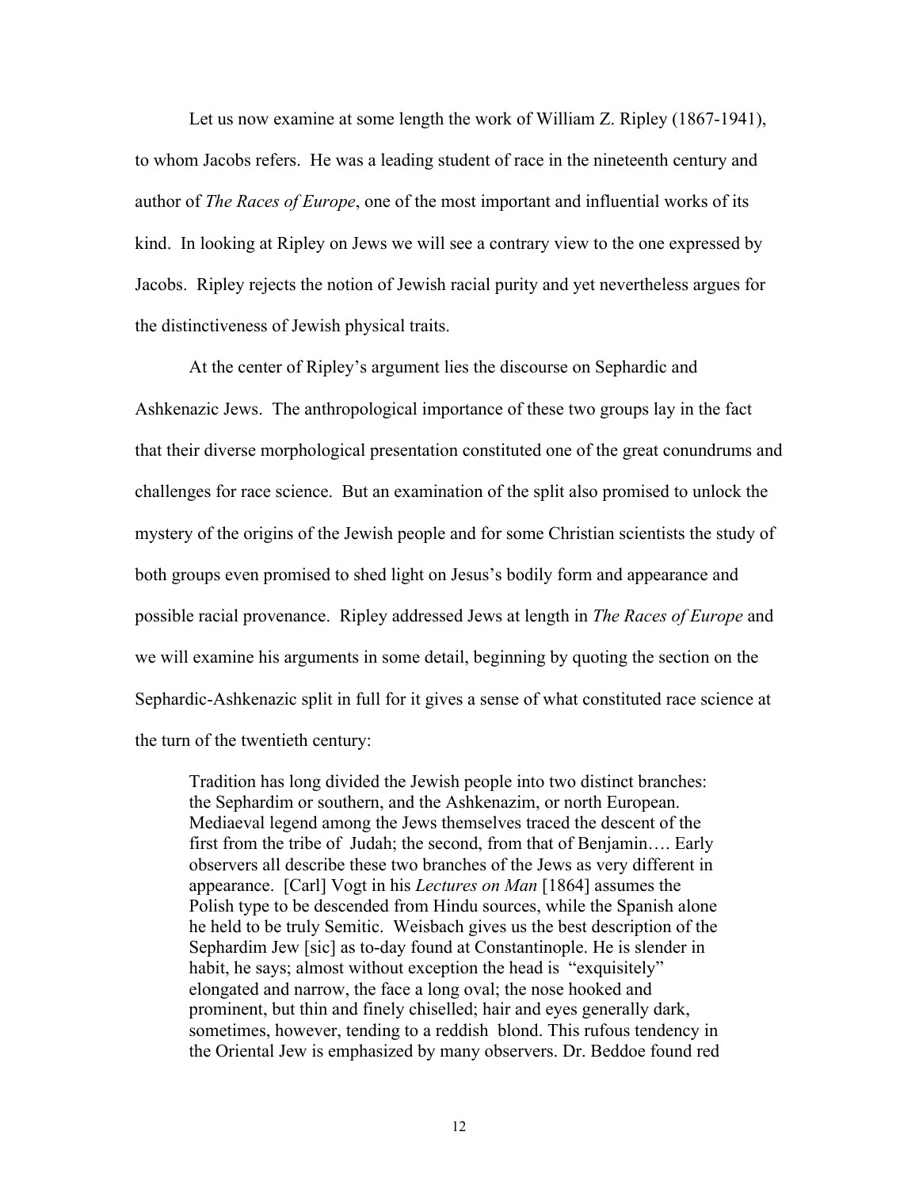Let us now examine at some length the work of William Z. Ripley (1867-1941), to whom Jacobs refers. He was a leading student of race in the nineteenth century and author of *The Races of Europe*, one of the most important and influential works of its kind. In looking at Ripley on Jews we will see a contrary view to the one expressed by Jacobs. Ripley rejects the notion of Jewish racial purity and yet nevertheless argues for the distinctiveness of Jewish physical traits.

At the center of Ripley's argument lies the discourse on Sephardic and Ashkenazic Jews. The anthropological importance of these two groups lay in the fact that their diverse morphological presentation constituted one of the great conundrums and challenges for race science. But an examination of the split also promised to unlock the mystery of the origins of the Jewish people and for some Christian scientists the study of both groups even promised to shed light on Jesus's bodily form and appearance and possible racial provenance. Ripley addressed Jews at length in *The Races of Europe* and we will examine his arguments in some detail, beginning by quoting the section on the Sephardic-Ashkenazic split in full for it gives a sense of what constituted race science at the turn of the twentieth century:

> Tradition has long divided the Jewish people into two distinct branches: the Sephardim or southern, and the Ashkenazim, or north European. Mediaeval legend among the Jews themselves traced the descent of the first from the tribe of Judah; the second, from that of Benjamin…. Early observers all describe these two branches of the Jews as very different in appearance. [Carl] Vogt in his *Lectures on Man* [1864] assumes the Polish type to be descended from Hindu sources, while the Spanish alone he held to be truly Semitic. Weisbach gives us the best description of the Sephardim Jew [sic] as to-day found at Constantinople. He is slender in habit, he says; almost without exception the head is "exquisitely" elongated and narrow, the face a long oval; the nose hooked and prominent, but thin and finely chiselled; hair and eyes generally dark, sometimes, however, tending to a reddish blond. This rufous tendency in the Oriental Jew is emphasized by many observers. Dr. Beddoe found red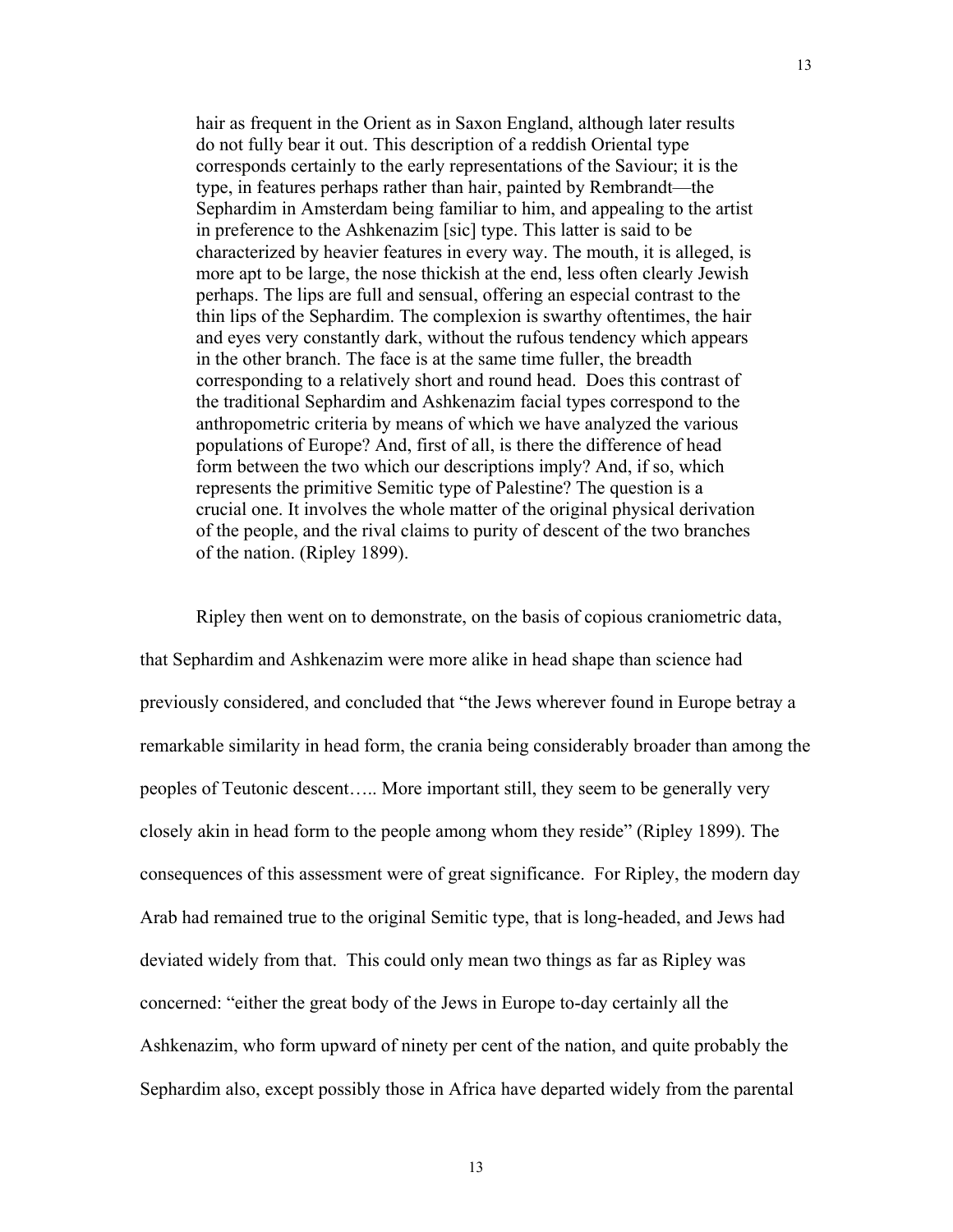> hair as frequent in the Orient as in Saxon England, although later results do not fully bear it out. This description of a reddish Oriental type corresponds certainly to the early representations of the Saviour; it is the type, in features perhaps rather than hair, painted by Rembrandt—the Sephardim in Amsterdam being familiar to him, and appealing to the artist in preference to the Ashkenazim [sic] type. This latter is said to be characterized by heavier features in every way. The mouth, it is alleged, is more apt to be large, the nose thickish at the end, less often clearly Jewish perhaps. The lips are full and sensual, offering an especial contrast to the thin lips of the Sephardim. The complexion is swarthy oftentimes, the hair and eyes very constantly dark, without the rufous tendency which appears in the other branch. The face is at the same time fuller, the breadth corresponding to a relatively short and round head. Does this contrast of the traditional Sephardim and Ashkenazim facial types correspond to the anthropometric criteria by means of which we have analyzed the various populations of Europe? And, first of all, is there the difference of head form between the two which our descriptions imply? And, if so, which represents the primitive Semitic type of Palestine? The question is a crucial one. It involves the whole matter of the original physical derivation of the people, and the rival claims to purity of descent of the two branches of the nation. (Ripley 1899).

Ripley then went on to demonstrate, on the basis of copious craniometric data, that Sephardim and Ashkenazim were more alike in head shape than science had previously considered, and concluded that "the Jews wherever found in Europe betray a remarkable similarity in head form, the crania being considerably broader than among the peoples of Teutonic descent….. More important still, they seem to be generally very closely akin in head form to the people among whom they reside" (Ripley 1899). The consequences of this assessment were of great significance. For Ripley, the modern day Arab had remained true to the original Semitic type, that is long-headed, and Jews had deviated widely from that. This could only mean two things as far as Ripley was concerned: "either the great body of the Jews in Europe to-day certainly all the Ashkenazim, who form upward of ninety per cent of the nation, and quite probably the Sephardim also, except possibly those in Africa have departed widely from the parental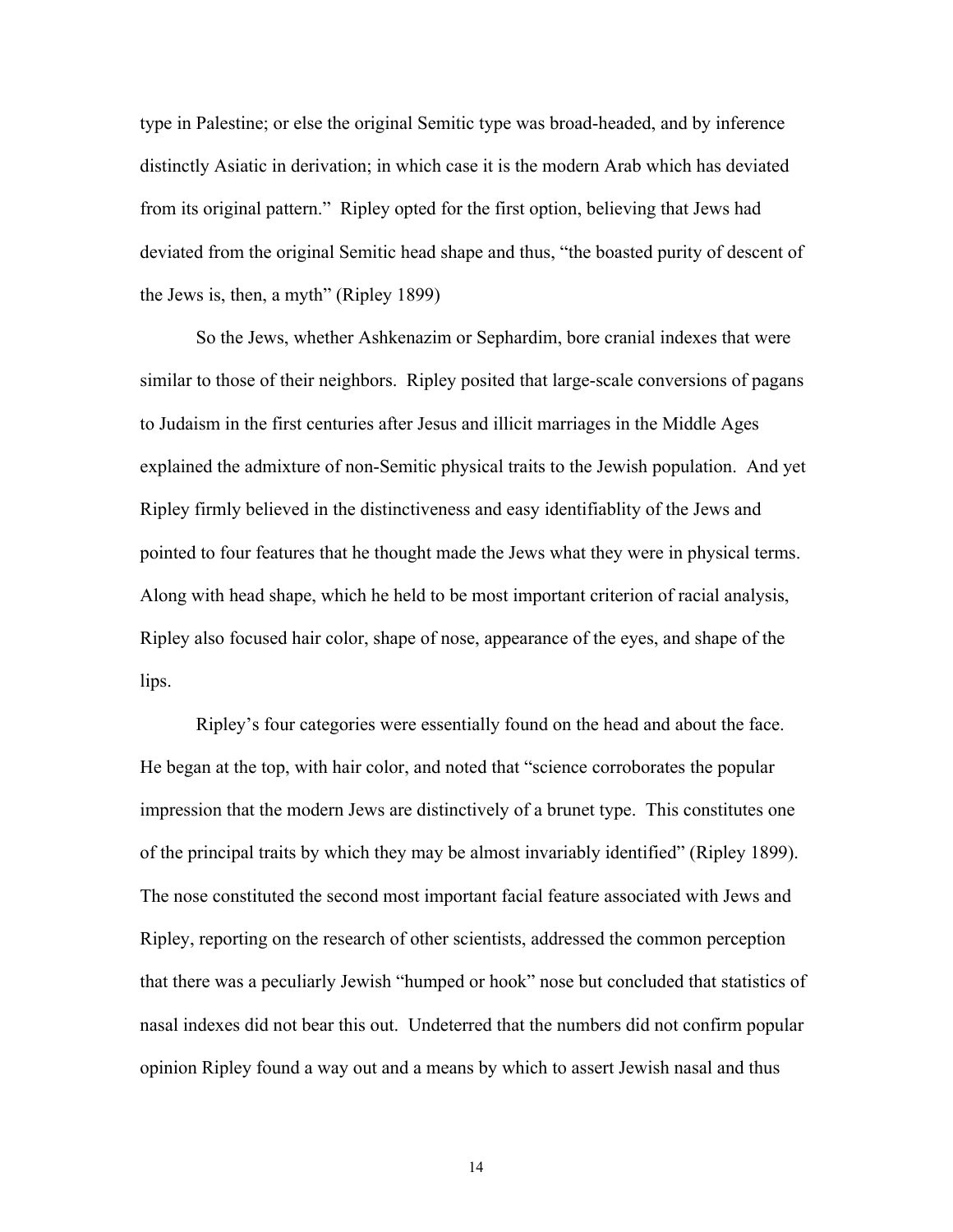type in Palestine; or else the original Semitic type was broad-headed, and by inference distinctly Asiatic in derivation; in which case it is the modern Arab which has deviated from its original pattern." Ripley opted for the first option, believing that Jews had deviated from the original Semitic head shape and thus, "the boasted purity of descent of the Jews is, then, a myth" (Ripley 1899)

So the Jews, whether Ashkenazim or Sephardim, bore cranial indexes that were similar to those of their neighbors. Ripley posited that large-scale conversions of pagans to Judaism in the first centuries after Jesus and illicit marriages in the Middle Ages explained the admixture of non-Semitic physical traits to the Jewish population. And yet Ripley firmly believed in the distinctiveness and easy identifiablity of the Jews and pointed to four features that he thought made the Jews what they were in physical terms. Along with head shape, which he held to be most important criterion of racial analysis, Ripley also focused hair color, shape of nose, appearance of the eyes, and shape of the lips.

Ripley's four categories were essentially found on the head and about the face. He began at the top, with hair color, and noted that "science corroborates the popular impression that the modern Jews are distinctively of a brunet type. This constitutes one of the principal traits by which they may be almost invariably identified" (Ripley 1899). The nose constituted the second most important facial feature associated with Jews and Ripley, reporting on the research of other scientists, addressed the common perception that there was a peculiarly Jewish "humped or hook" nose but concluded that statistics of nasal indexes did not bear this out. Undeterred that the numbers did not confirm popular opinion Ripley found a way out and a means by which to assert Jewish nasal and thus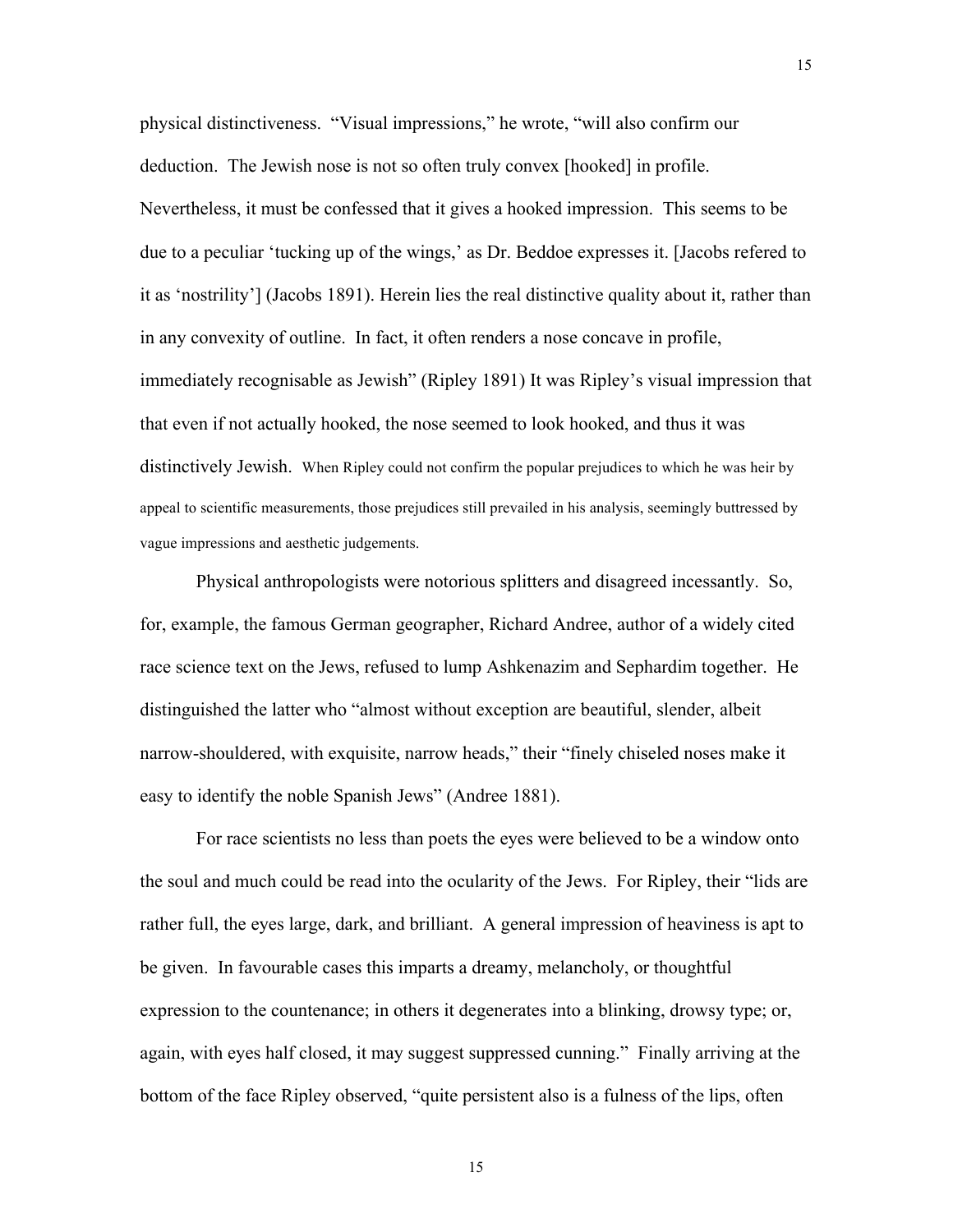physical distinctiveness. "Visual impressions," he wrote, "will also confirm our deduction. The Jewish nose is not so often truly convex [hooked] in profile. Nevertheless, it must be confessed that it gives a hooked impression. This seems to be due to a peculiar 'tucking up of the wings,' as Dr. Beddoe expresses it. [Jacobs refered to it as 'nostrility'] (Jacobs 1891). Herein lies the real distinctive quality about it, rather than in any convexity of outline. In fact, it often renders a nose concave in profile, immediately recognisable as Jewish" (Ripley 1891) It was Ripley's visual impression that that even if not actually hooked, the nose seemed to look hooked, and thus it was distinctively Jewish. When Ripley could not confirm the popular prejudices to which he was heir by appeal to scientific measurements, those prejudices still prevailed in his analysis, seemingly buttressed by vague impressions and aesthetic judgements.

Physical anthropologists were notorious splitters and disagreed incessantly. So, for, example, the famous German geographer, Richard Andree, author of a widely cited race science text on the Jews, refused to lump Ashkenazim and Sephardim together. He distinguished the latter who "almost without exception are beautiful, slender, albeit narrow-shouldered, with exquisite, narrow heads," their "finely chiseled noses make it easy to identify the noble Spanish Jews" (Andree 1881).

For race scientists no less than poets the eyes were believed to be a window onto the soul and much could be read into the ocularity of the Jews. For Ripley, their "lids are rather full, the eyes large, dark, and brilliant. A general impression of heaviness is apt to be given. In favourable cases this imparts a dreamy, melancholy, or thoughtful expression to the countenance; in others it degenerates into a blinking, drowsy type; or, again, with eyes half closed, it may suggest suppressed cunning." Finally arriving at the bottom of the face Ripley observed, "quite persistent also is a fulness of the lips, often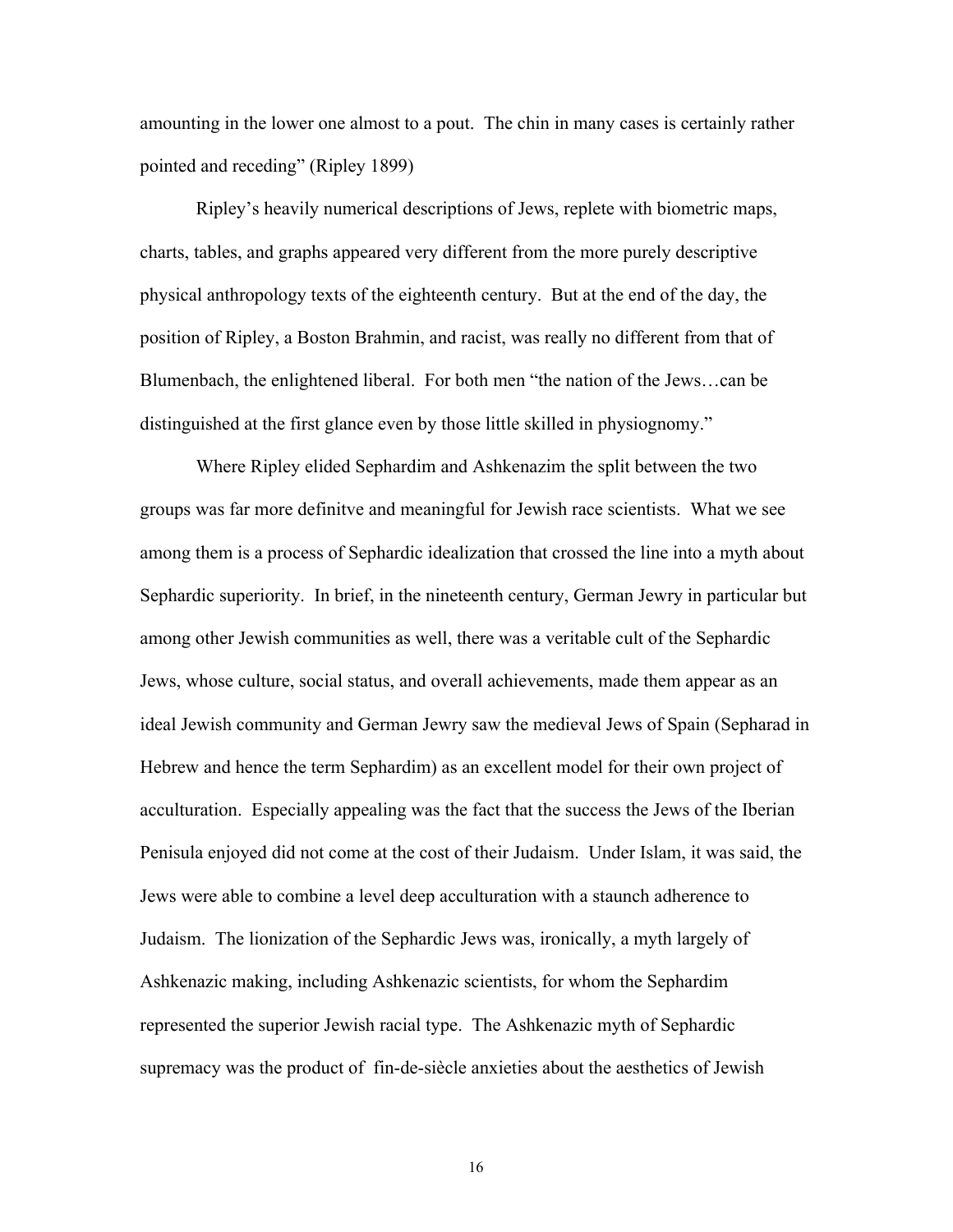amounting in the lower one almost to a pout. The chin in many cases is certainly rather pointed and receding" (Ripley 1899)

Ripley's heavily numerical descriptions of Jews, replete with biometric maps, charts, tables, and graphs appeared very different from the more purely descriptive physical anthropology texts of the eighteenth century. But at the end of the day, the position of Ripley, a Boston Brahmin, and racist, was really no different from that of Blumenbach, the enlightened liberal. For both men "the nation of the Jews…can be distinguished at the first glance even by those little skilled in physiognomy."

Where Ripley elided Sephardim and Ashkenazim the split between the two groups was far more definitve and meaningful for Jewish race scientists. What we see among them is a process of Sephardic idealization that crossed the line into a myth about Sephardic superiority. In brief, in the nineteenth century, German Jewry in particular but among other Jewish communities as well, there was a veritable cult of the Sephardic Jews, whose culture, social status, and overall achievements, made them appear as an ideal Jewish community and German Jewry saw the medieval Jews of Spain (Sepharad in Hebrew and hence the term Sephardim) as an excellent model for their own project of acculturation. Especially appealing was the fact that the success the Jews of the Iberian Penisula enjoyed did not come at the cost of their Judaism. Under Islam, it was said, the Jews were able to combine a level deep acculturation with a staunch adherence to Judaism. The lionization of the Sephardic Jews was, ironically, a myth largely of Ashkenazic making, including Ashkenazic scientists, for whom the Sephardim represented the superior Jewish racial type. The Ashkenazic myth of Sephardic supremacy was the product of fin-de-siècle anxieties about the aesthetics of Jewish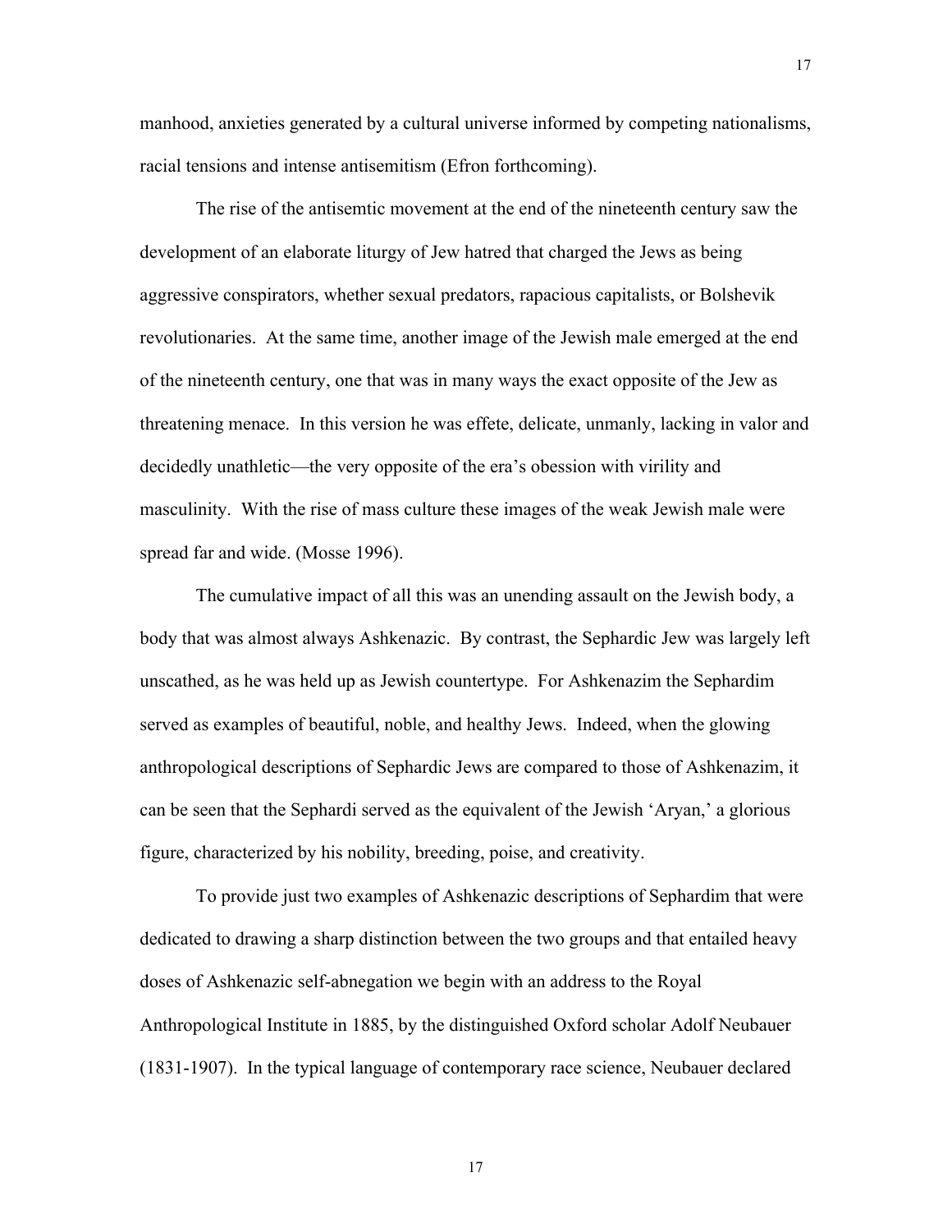manhood, anxieties generated by a cultural universe informed by competing nationalisms, racial tensions and intense antisemitism (Efron forthcoming).

The rise of the antisemtic movement at the end of the nineteenth century saw the development of an elaborate liturgy of Jew hatred that charged the Jews as being aggressive conspirators, whether sexual predators, rapacious capitalists, or Bolshevik revolutionaries. At the same time, another image of the Jewish male emerged at the end of the nineteenth century, one that was in many ways the exact opposite of the Jew as threatening menace. In this version he was effete, delicate, unmanly, lacking in valor and decidedly unathletic—the very opposite of the era's obsession with virility and masculinity. With the rise of mass culture these images of the weak Jewish male were spread far and wide. (Mosse 1996).

The cumulative impact of all this was an unending assault on the Jewish body, a body that was almost always Ashkenazic. By contrast, the Sephardic Jew was largely left unscathed, as he was held up as Jewish countertype. For Ashkenazim the Sephardim served as examples of beautiful, noble, and healthy Jews. Indeed, when the glowing anthropological descriptions of Sephardic Jews are compared to those of Ashkenazim, it can be seen that the Sephardi served as the equivalent of the Jewish 'Aryan,' a glorious figure, characterized by his nobility, breeding, poise, and creativity.

To provide just two examples of Ashkenazic descriptions of Sephardim that were dedicated to drawing a sharp distinction between the two groups and that entailed heavy doses of Ashkenazic self-abnegation we begin with an address to the Royal Anthropological Institute in 1885, by the distinguished Oxford scholar Adolf Neubauer (1831-1907). In the typical language of contemporary race science, Neubauer declared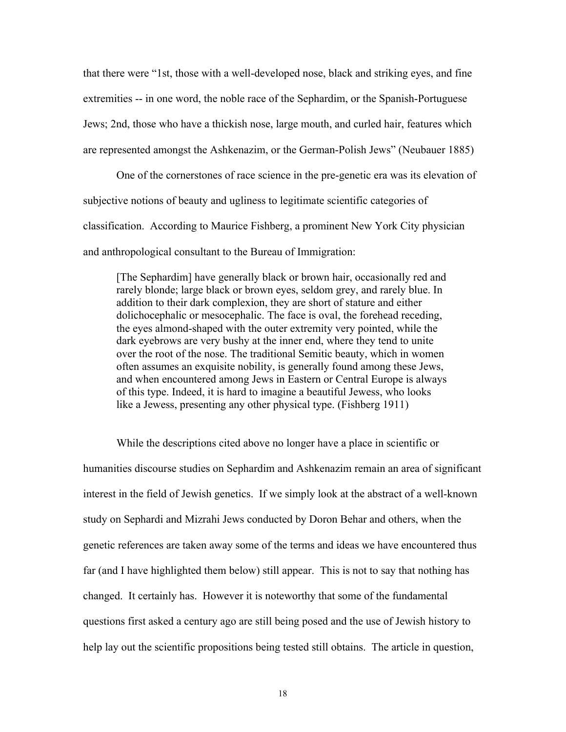that there were "1st, those with a well-developed nose, black and striking eyes, and fine extremities -- in one word, the noble race of the Sephardim, or the Spanish-Portuguese Jews; 2nd, those who have a thickish nose, large mouth, and curled hair, features which are represented amongst the Ashkenazim, or the German-Polish Jews" (Neubauer 1885)

One of the cornerstones of race science in the pre-genetic era was its elevation of subjective notions of beauty and ugliness to legitimate scientific categories of classification. According to Maurice Fishberg, a prominent New York City physician and anthropological consultant to the Bureau of Immigration:

> [The Sephardim] have generally black or brown hair, occasionally red and rarely blonde; large black or brown eyes, seldom grey, and rarely blue. In addition to their dark complexion, they are short of stature and either dolichocephalic or mesocephalic. The face is oval, the forehead receding, the eyes almond-shaped with the outer extremity very pointed, while the dark eyebrows are very bushy at the inner end, where they tend to unite over the root of the nose. The traditional Semitic beauty, which in women often assumes an exquisite nobility, is generally found among these Jews, and when encountered among Jews in Eastern or Central Europe is always of this type. Indeed, it is hard to imagine a beautiful Jewess, who looks like a Jewess, presenting any other physical type. (Fishberg 1911)

While the descriptions cited above no longer have a place in scientific or humanities discourse studies on Sephardim and Ashkenazim remain an area of significant interest in the field of Jewish genetics. If we simply look at the abstract of a well-known study on Sephardi and Mizrahi Jews conducted by Doron Behar and others, when the genetic references are taken away some of the terms and ideas we have encountered thus far (and I have highlighted them below) still appear. This is not to say that nothing has changed. It certainly has. However it is noteworthy that some of the fundamental questions first asked a century ago are still being posed and the use of Jewish history to help lay out the scientific propositions being tested still obtains. The article in question,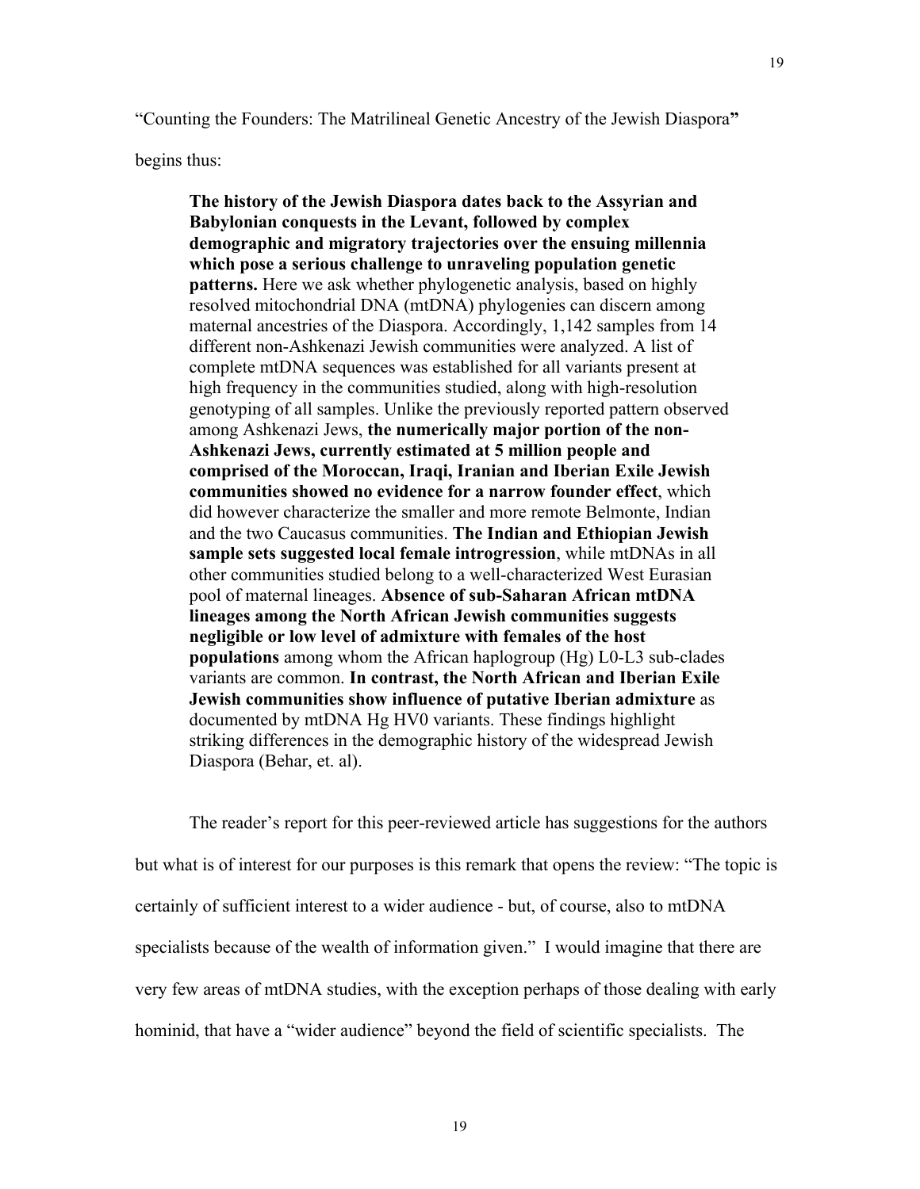"Counting the Founders: The Matrilineal Genetic Ancestry of the Jewish Diaspora**"**

begins thus:

> **The history of the Jewish Diaspora dates back to the Assyrian and Babylonian conquests in the Levant, followed by complex demographic and migratory trajectories over the ensuing millennia which pose a serious challenge to unraveling population genetic patterns.** Here we ask whether phylogenetic analysis, based on highly resolved mitochondrial DNA (mtDNA) phylogenies can discern among maternal ancestries of the Diaspora. Accordingly, 1,142 samples from 14 different non-Ashkenazi Jewish communities were analyzed. A list of complete mtDNA sequences was established for all variants present at high frequency in the communities studied, along with high-resolution genotyping of all samples. Unlike the previously reported pattern observed among Ashkenazi Jews, **the numerically major portion of the non-Ashkenazi Jews, currently estimated at 5 million people and comprised of the Moroccan, Iraqi, Iranian and Iberian Exile Jewish communities showed no evidence for a narrow founder effect**, which did however characterize the smaller and more remote Belmonte, Indian and the two Caucasus communities. **The Indian and Ethiopian Jewish sample sets suggested local female introgression**, while mtDNAs in all other communities studied belong to a well-characterized West Eurasian pool of maternal lineages. **Absence of sub-Saharan African mtDNA lineages among the North African Jewish communities suggests negligible or low level of admixture with females of the host populations** among whom the African haplogroup (Hg) L0-L3 sub-clades variants are common. **In contrast, the North African and Iberian Exile Jewish communities show influence of putative Iberian admixture** as documented by mtDNA Hg HV0 variants. These findings highlight striking differences in the demographic history of the widespread Jewish Diaspora (Behar, et. al).

The reader's report for this peer-reviewed article has suggestions for the authors but what is of interest for our purposes is this remark that opens the review: "The topic is certainly of sufficient interest to a wider audience - but, of course, also to mtDNA specialists because of the wealth of information given." I would imagine that there are very few areas of mtDNA studies, with the exception perhaps of those dealing with early hominid, that have a "wider audience" beyond the field of scientific specialists. The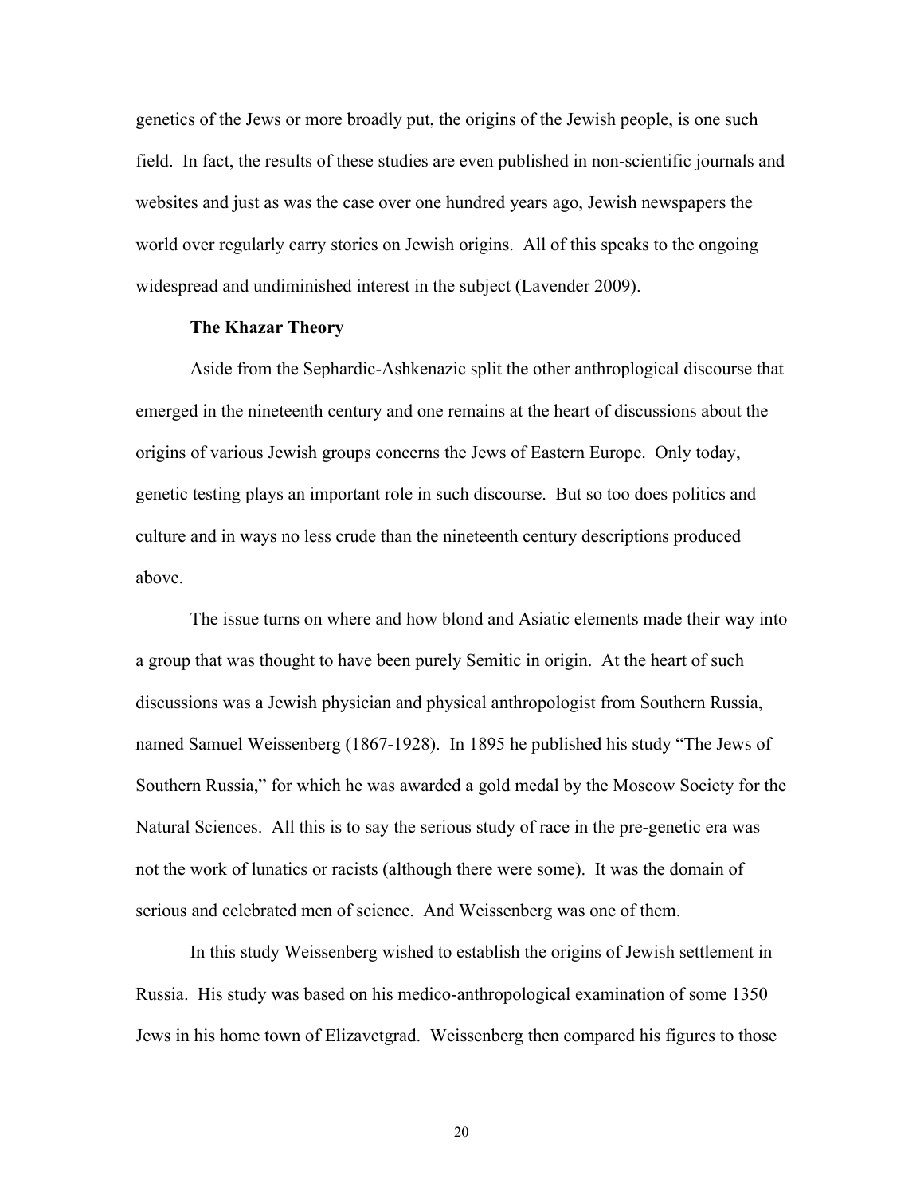genetics of the Jews or more broadly put, the origins of the Jewish people, is one such field. In fact, the results of these studies are even published in non-scientific journals and websites and just as was the case over one hundred years ago, Jewish newspapers the world over regularly carry stories on Jewish origins. All of this speaks to the ongoing widespread and undiminished interest in the subject (Lavender 2009).

### The Khazar Theory

Aside from the Sephardic-Ashkenazic split the other anthroplogical discourse that emerged in the nineteenth century and one remains at the heart of discussions about the origins of various Jewish groups concerns the Jews of Eastern Europe. Only today, genetic testing plays an important role in such discourse. But so too does politics and culture and in ways no less crude than the nineteenth century descriptions produced above.

The issue turns on where and how blond and Asiatic elements made their way into a group that was thought to have been purely Semitic in origin. At the heart of such discussions was a Jewish physician and physical anthropologist from Southern Russia, named Samuel Weissenberg (1867-1928). In 1895 he published his study "The Jews of Southern Russia," for which he was awarded a gold medal by the Moscow Society for the Natural Sciences. All this is to say the serious study of race in the pre-genetic era was not the work of lunatics or racists (although there were some). It was the domain of serious and celebrated men of science. And Weissenberg was one of them.

In this study Weissenberg wished to establish the origins of Jewish settlement in Russia. His study was based on his medico-anthropological examination of some 1350 Jews in his home town of Elizavetgrad. Weissenberg then compared his figures to those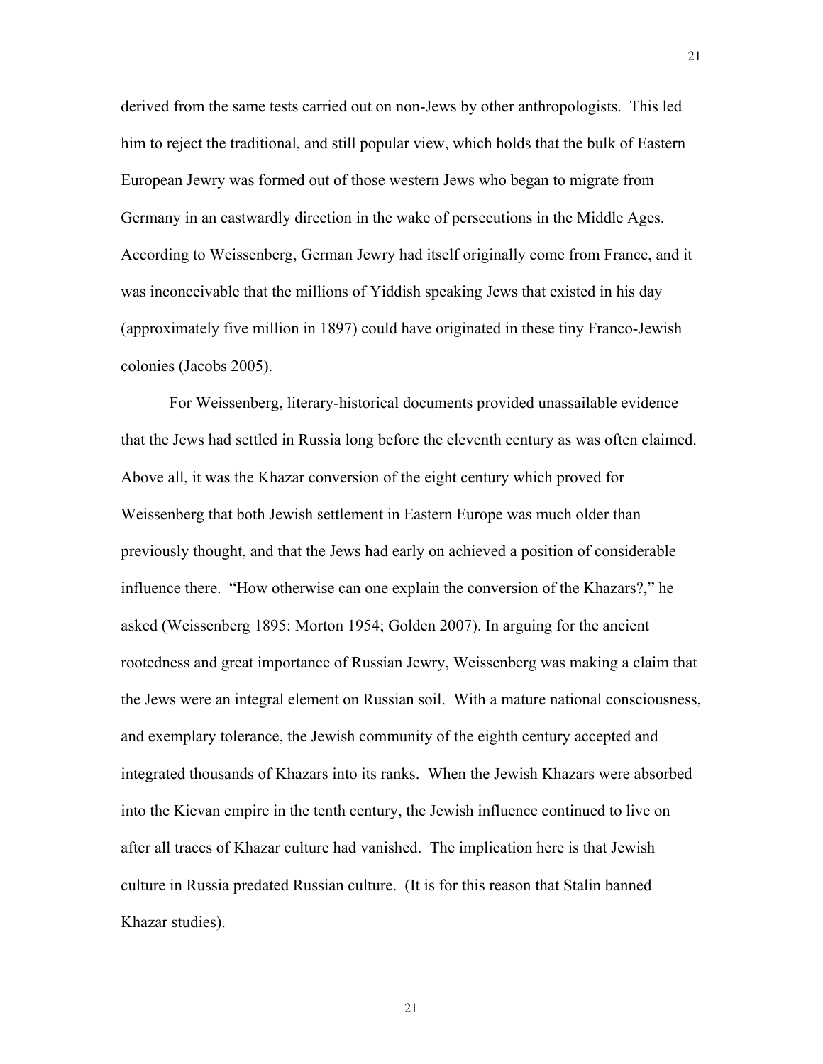derived from the same tests carried out on non-Jews by other anthropologists. This led him to reject the traditional, and still popular view, which holds that the bulk of Eastern European Jewry was formed out of those western Jews who began to migrate from Germany in an eastwardly direction in the wake of persecutions in the Middle Ages. According to Weissenberg, German Jewry had itself originally come from France, and it was inconceivable that the millions of Yiddish speaking Jews that existed in his day (approximately five million in 1897) could have originated in these tiny Franco-Jewish colonies (Jacobs 2005).

For Weissenberg, literary-historical documents provided unassailable evidence that the Jews had settled in Russia long before the eleventh century as was often claimed. Above all, it was the Khazar conversion of the eight century which proved for Weissenberg that both Jewish settlement in Eastern Europe was much older than previously thought, and that the Jews had early on achieved a position of considerable influence there. "How otherwise can one explain the conversion of the Khazars?," he asked (Weissenberg 1895: Morton 1954; Golden 2007). In arguing for the ancient rootedness and great importance of Russian Jewry, Weissenberg was making a claim that the Jews were an integral element on Russian soil. With a mature national consciousness, and exemplary tolerance, the Jewish community of the eighth century accepted and integrated thousands of Khazars into its ranks. When the Jewish Khazars were absorbed into the Kievan empire in the tenth century, the Jewish influence continued to live on after all traces of Khazar culture had vanished. The implication here is that Jewish culture in Russia predated Russian culture. (It is for this reason that Stalin banned Khazar studies).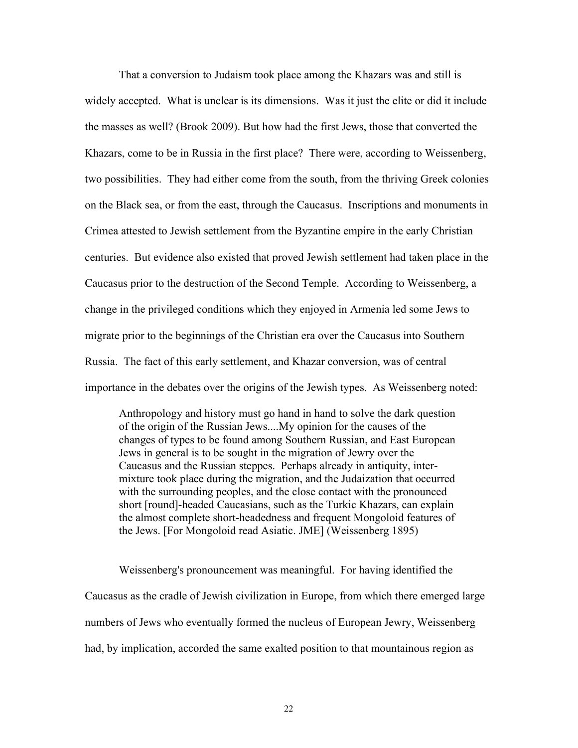That a conversion to Judaism took place among the Khazars was and still is widely accepted. What is unclear is its dimensions. Was it just the elite or did it include the masses as well? (Brook 2009). But how had the first Jews, those that converted the Khazars, come to be in Russia in the first place? There were, according to Weissenberg, two possibilities. They had either come from the south, from the thriving Greek colonies on the Black sea, or from the east, through the Caucasus. Inscriptions and monuments in Crimea attested to Jewish settlement from the Byzantine empire in the early Christian centuries. But evidence also existed that proved Jewish settlement had taken place in the Caucasus prior to the destruction of the Second Temple. According to Weissenberg, a change in the privileged conditions which they enjoyed in Armenia led some Jews to migrate prior to the beginnings of the Christian era over the Caucasus into Southern Russia. The fact of this early settlement, and Khazar conversion, was of central importance in the debates over the origins of the Jewish types. As Weissenberg noted:

> Anthropology and history must go hand in hand to solve the dark question of the origin of the Russian Jews....My opinion for the causes of the changes of types to be found among Southern Russian, and East European Jews in general is to be sought in the migration of Jewry over the Caucasus and the Russian steppes. Perhaps already in antiquity, inter-mixture took place during the migration, and the Judaization that occurred with the surrounding peoples, and the close contact with the pronounced short [round]-headed Caucasians, such as the Turkic Khazars, can explain the almost complete short-headedness and frequent Mongoloid features of the Jews. [For Mongoloid read Asiatic. JME] (Weissenberg 1895)

Weissenberg's pronouncement was meaningful. For having identified the Caucasus as the cradle of Jewish civilization in Europe, from which there emerged large numbers of Jews who eventually formed the nucleus of European Jewry, Weissenberg had, by implication, accorded the same exalted position to that mountainous region as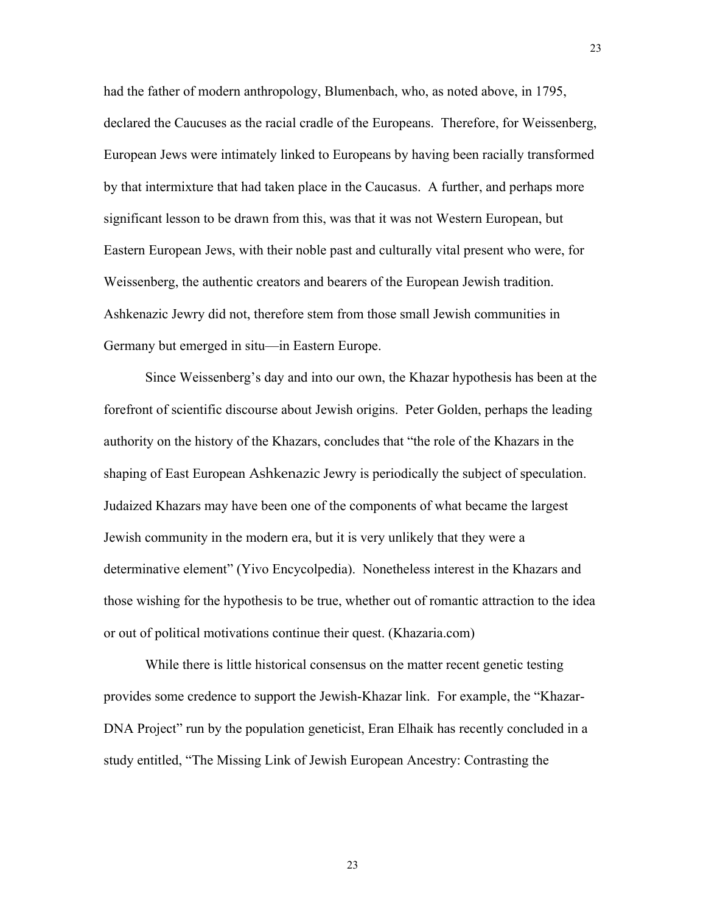had the father of modern anthropology, Blumenbach, who, as noted above, in 1795, declared the Caucuses as the racial cradle of the Europeans. Therefore, for Weissenberg, European Jews were intimately linked to Europeans by having been racially transformed by that intermixture that had taken place in the Caucasus. A further, and perhaps more significant lesson to be drawn from this, was that it was not Western European, but Eastern European Jews, with their noble past and culturally vital present who were, for Weissenberg, the authentic creators and bearers of the European Jewish tradition. Ashkenazic Jewry did not, therefore stem from those small Jewish communities in Germany but emerged in situ—in Eastern Europe.

Since Weissenberg's day and into our own, the Khazar hypothesis has been at the forefront of scientific discourse about Jewish origins. Peter Golden, perhaps the leading authority on the history of the Khazars, concludes that "the role of the Khazars in the shaping of East European Ashkenazic Jewry is periodically the subject of speculation. Judaized Khazars may have been one of the components of what became the largest Jewish community in the modern era, but it is very unlikely that they were a determinative element" (Yivo Encycolpedia). Nonetheless interest in the Khazars and those wishing for the hypothesis to be true, whether out of romantic attraction to the idea or out of political motivations continue their quest. (Khazaria.com)

While there is little historical consensus on the matter recent genetic testing provides some credence to support the Jewish-Khazar link. For example, the "Khazar-DNA Project" run by the population geneticist, Eran Elhaik has recently concluded in a study entitled, "The Missing Link of Jewish European Ancestry: Contrasting the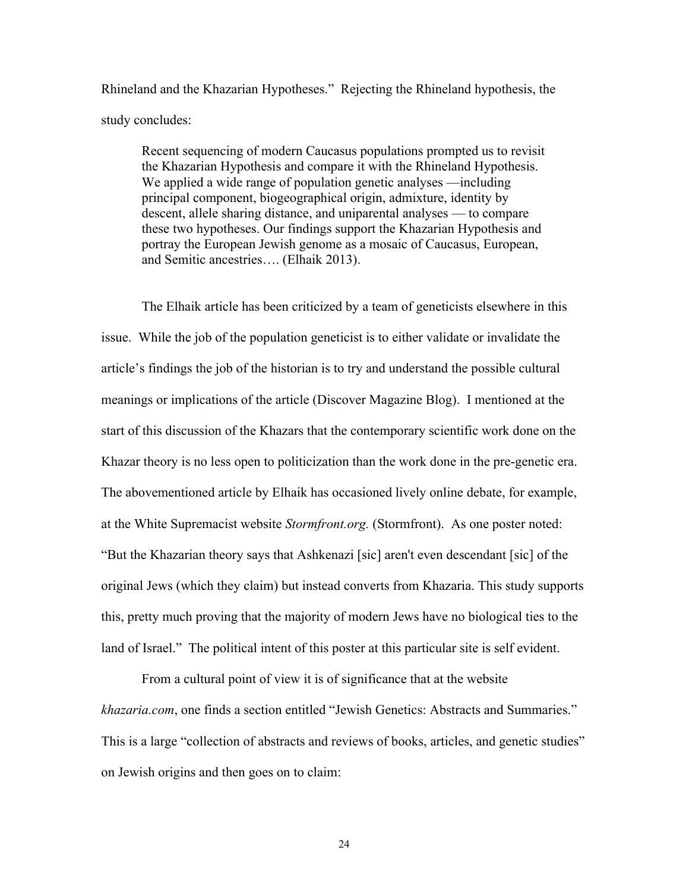Rhineland and the Khazarian Hypotheses." Rejecting the Rhineland hypothesis, the study concludes:

> Recent sequencing of modern Caucasus populations prompted us to revisit the Khazarian Hypothesis and compare it with the Rhineland Hypothesis. We applied a wide range of population genetic analyses —including principal component, biogeographical origin, admixture, identity by descent, allele sharing distance, and uniparental analyses — to compare these two hypotheses. Our findings support the Khazarian Hypothesis and portray the European Jewish genome as a mosaic of Caucasus, European, and Semitic ancestries…. (Elhaik 2013).

The Elhaik article has been criticized by a team of geneticists elsewhere in this issue. While the job of the population geneticist is to either validate or invalidate the article's findings the job of the historian is to try and understand the possible cultural meanings or implications of the article (Discover Magazine Blog). I mentioned at the start of this discussion of the Khazars that the contemporary scientific work done on the Khazar theory is no less open to politicization than the work done in the pre-genetic era. The abovementioned article by Elhaik has occasioned lively online debate, for example, at the White Supremacist website *Stormfront.org.* (Stormfront). As one poster noted: "But the Khazarian theory says that Ashkenazi [sic] aren't even descendant [sic] of the original Jews (which they claim) but instead converts from Khazaria. This study supports this, pretty much proving that the majority of modern Jews have no biological ties to the land of Israel." The political intent of this poster at this particular site is self evident.

From a cultural point of view it is of significance that at the website *khazaria.com*, one finds a section entitled "Jewish Genetics: Abstracts and Summaries." This is a large "collection of abstracts and reviews of books, articles, and genetic studies" on Jewish origins and then goes on to claim: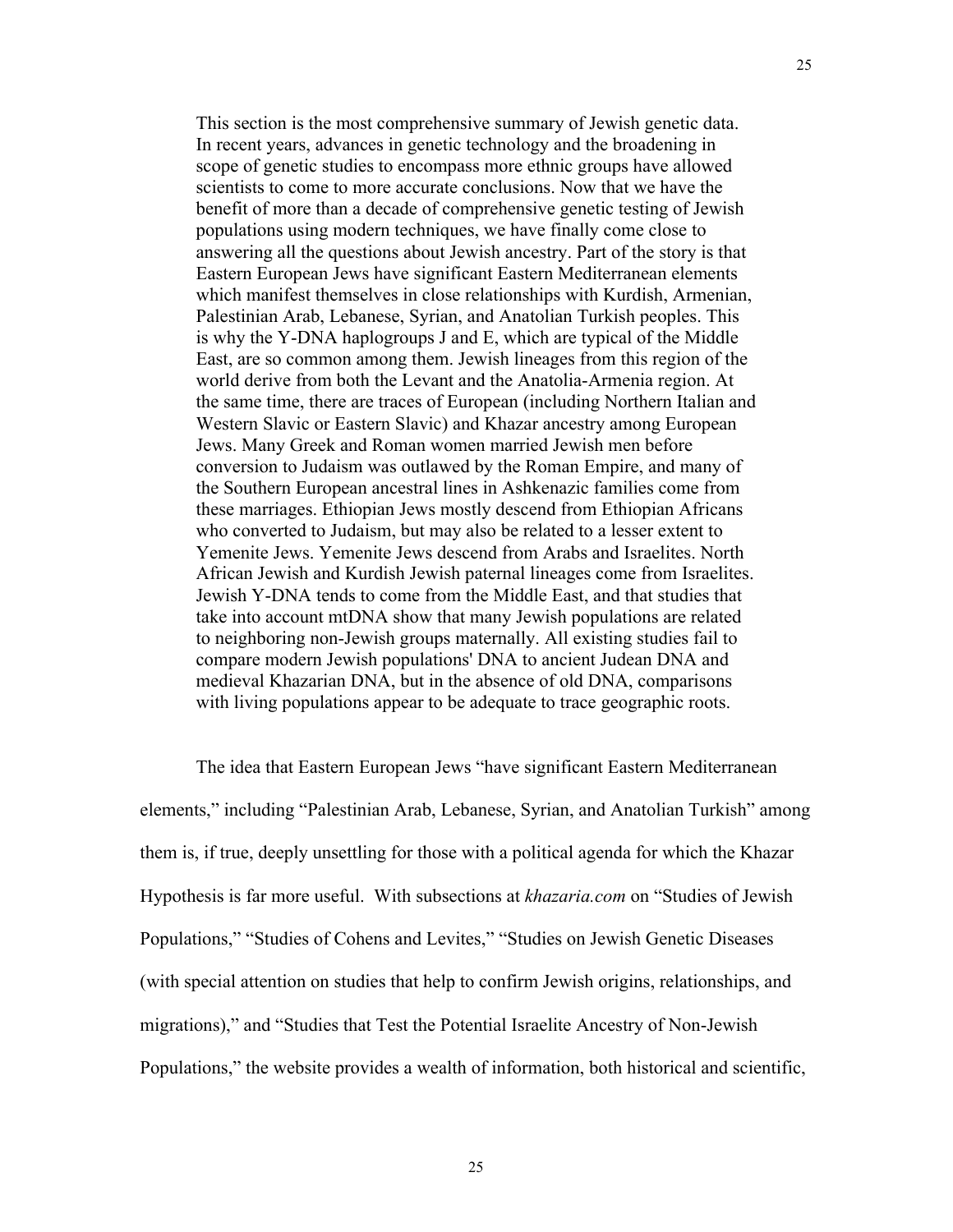> This section is the most comprehensive summary of Jewish genetic data. In recent years, advances in genetic technology and the broadening in scope of genetic studies to encompass more ethnic groups have allowed scientists to come to more accurate conclusions. Now that we have the benefit of more than a decade of comprehensive genetic testing of Jewish populations using modern techniques, we have finally come close to answering all the questions about Jewish ancestry. Part of the story is that Eastern European Jews have significant Eastern Mediterranean elements which manifest themselves in close relationships with Kurdish, Armenian, Palestinian Arab, Lebanese, Syrian, and Anatolian Turkish peoples. This is why the Y-DNA haplogroups J and E, which are typical of the Middle East, are so common among them. Jewish lineages from this region of the world derive from both the Levant and the Anatolia-Armenia region. At the same time, there are traces of European (including Northern Italian and Western Slavic or Eastern Slavic) and Khazar ancestry among European Jews. Many Greek and Roman women married Jewish men before conversion to Judaism was outlawed by the Roman Empire, and many of the Southern European ancestral lines in Ashkenazic families come from these marriages. Ethiopian Jews mostly descend from Ethiopian Africans who converted to Judaism, but may also be related to a lesser extent to Yemenite Jews. Yemenite Jews descend from Arabs and Israelites. North African Jewish and Kurdish Jewish paternal lineages come from Israelites. Jewish Y-DNA tends to come from the Middle East, and that studies that take into account mtDNA show that many Jewish populations are related to neighboring non-Jewish groups maternally. All existing studies fail to compare modern Jewish populations' DNA to ancient Judean DNA and medieval Khazarian DNA, but in the absence of old DNA, comparisons with living populations appear to be adequate to trace geographic roots.

The idea that Eastern European Jews "have significant Eastern Mediterranean elements," including "Palestinian Arab, Lebanese, Syrian, and Anatolian Turkish" among them is, if true, deeply unsettling for those with a political agenda for which the Khazar Hypothesis is far more useful. With subsections at *khazaria.com* on "Studies of Jewish Populations," "Studies of Cohens and Levites," "Studies on Jewish Genetic Diseases (with special attention on studies that help to confirm Jewish origins, relationships, and migrations)," and "Studies that Test the Potential Israelite Ancestry of Non-Jewish Populations," the website provides a wealth of information, both historical and scientific,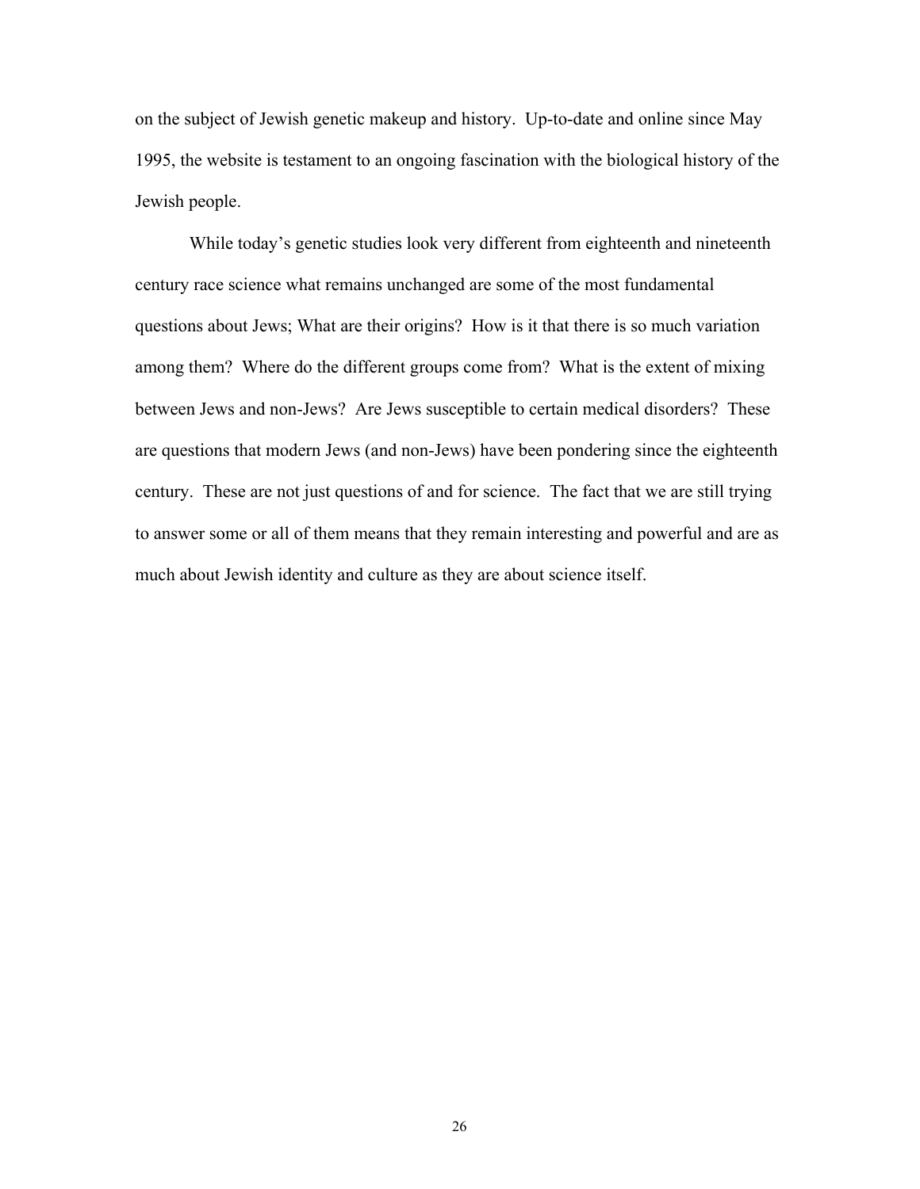on the subject of Jewish genetic makeup and history. Up-to-date and online since May 1995, the website is testament to an ongoing fascination with the biological history of the Jewish people.

While today's genetic studies look very different from eighteenth and nineteenth century race science what remains unchanged are some of the most fundamental questions about Jews; What are their origins? How is it that there is so much variation among them? Where do the different groups come from? What is the extent of mixing between Jews and non-Jews? Are Jews susceptible to certain medical disorders? These are questions that modern Jews (and non-Jews) have been pondering since the eighteenth century. These are not just questions of and for science. The fact that we are still trying to answer some or all of them means that they remain interesting and powerful and are as much about Jewish identity and culture as they are about science itself.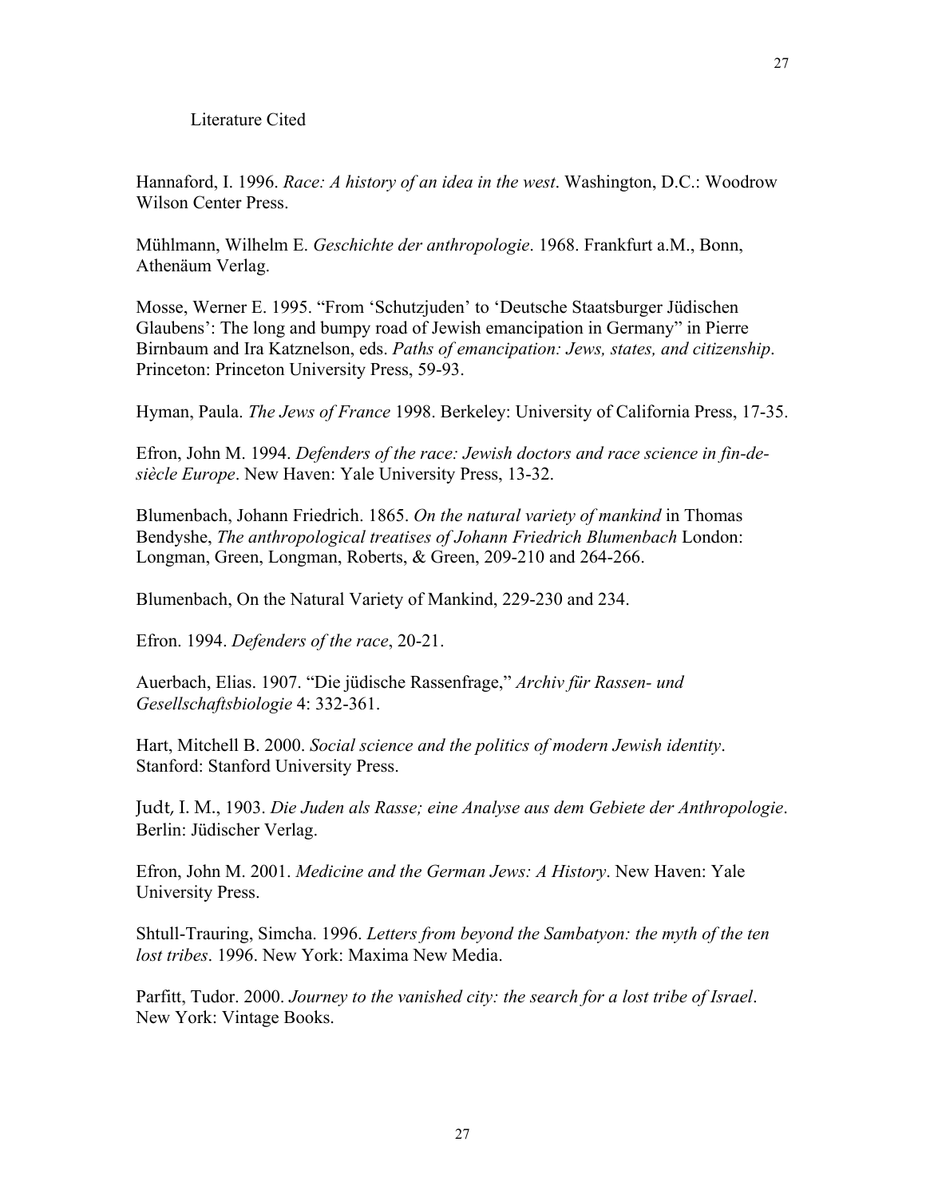## Literature Cited

Hannaford, I. 1996. *Race: A history of an idea in the west*. Washington, D.C.: Woodrow Wilson Center Press.

Mühlmann, Wilhelm E. *Geschichte der anthropologie*. 1968. Frankfurt a.M., Bonn, Athenäum Verlag.

Mosse, Werner E. 1995. "From 'Schutzjuden' to 'Deutsche Staatsburger Jüdischen Glaubens': The long and bumpy road of Jewish emancipation in Germany" in Pierre Birnbaum and Ira Katznelson, eds. *Paths of emancipation: Jews, states, and citizenship*. Princeton: Princeton University Press, 59-93.

Hyman, Paula. *The Jews of France* 1998. Berkeley: University of California Press, 17-35.

Efron, John M. 1994. *Defenders of the race: Jewish doctors and race science in fin-de-siècle Europe*. New Haven: Yale University Press, 13-32.

Blumenbach, Johann Friedrich. 1865. *On the natural variety of mankind* in Thomas Bendyshe, *The anthropological treatises of Johann Friedrich Blumenbach* London: Longman, Green, Longman, Roberts, & Green, 209-210 and 264-266.

Blumenbach, On the Natural Variety of Mankind, 229-230 and 234.

Efron. 1994. *Defenders of the race*, 20-21.

Auerbach, Elias. 1907. "Die jüdische Rassenfrage," *Archiv für Rassen- und Gesellschaftsbiologie* 4: 332-361.

Hart, Mitchell B. 2000. *Social science and the politics of modern Jewish identity*. Stanford: Stanford University Press.

Judt, I. M., 1903. *Die Juden als Rasse; eine Analyse aus dem Gebiete der Anthropologie*. Berlin: Jüdischer Verlag.

Efron, John M. 2001. *Medicine and the German Jews: A History*. New Haven: Yale University Press.

Shtull-Trauring, Simcha. 1996. *Letters from beyond the Sambatyon: the myth of the ten lost tribes*. 1996. New York: Maxima New Media.

Parfitt, Tudor. 2000. *Journey to the vanished city: the search for a lost tribe of Israel*. New York: Vintage Books.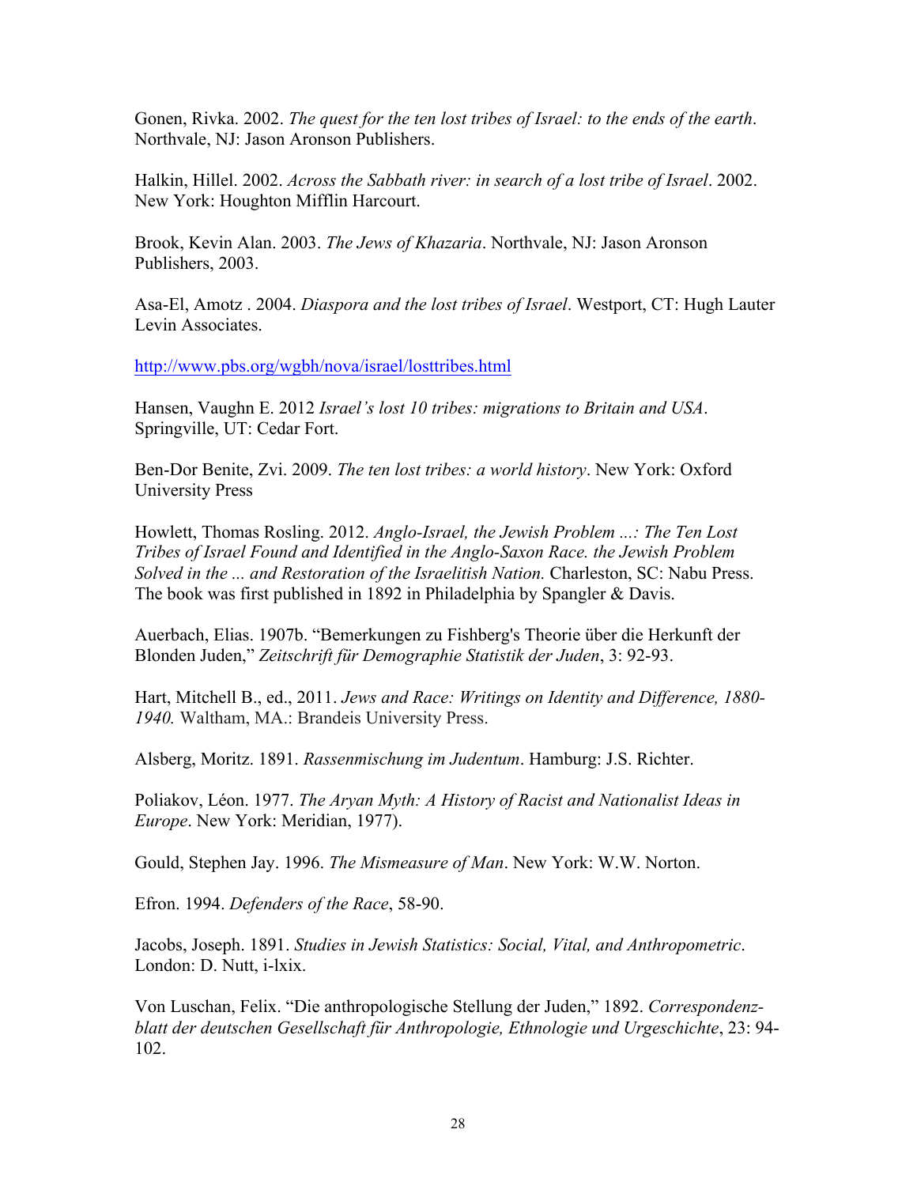Gonen, Rivka. 2002. *The quest for the ten lost tribes of Israel: to the ends of the earth*. Northvale, NJ: Jason Aronson Publishers.

Halkin, Hillel. 2002. *Across the Sabbath river: in search of a lost tribe of Israel*. 2002. New York: Houghton Mifflin Harcourt.

Brook, Kevin Alan. 2003. *The Jews of Khazaria*. Northvale, NJ: Jason Aronson Publishers, 2003.

Asa-El, Amotz . 2004. *Diaspora and the lost tribes of Israel*. Westport, CT: Hugh Lauter Levin Associates.

http://www.pbs.org/wgbh/nova/israel/losttribes.html

Hansen, Vaughn E. 2012 *Israel's lost 10 tribes: migrations to Britain and USA*. Springville, UT: Cedar Fort.

Ben-Dor Benite, Zvi. 2009. *The ten lost tribes: a world history*. New York: Oxford University Press

Howlett, Thomas Rosling. 2012. *Anglo-Israel, the Jewish Problem ...: The Ten Lost Tribes of Israel Found and Identified in the Anglo-Saxon Race. the Jewish Problem Solved in the ... and Restoration of the Israelitish Nation.* Charleston, SC: Nabu Press. The book was first published in 1892 in Philadelphia by Spangler & Davis.

Auerbach, Elias. 1907b. "Bemerkungen zu Fishberg's Theorie über die Herkunft der Blonden Juden," *Zeitschrift für Demographie Statistik der Juden*, 3: 92-93.

Hart, Mitchell B., ed., 2011. *Jews and Race: Writings on Identity and Difference, 1880-1940.* Waltham, MA.: Brandeis University Press.

Alsberg, Moritz. 1891. *Rassenmischung im Judentum*. Hamburg: J.S. Richter.

Poliakov, Léon. 1977. *The Aryan Myth: A History of Racist and Nationalist Ideas in Europe*. New York: Meridian, 1977).

Gould, Stephen Jay. 1996. *The Mismeasure of Man*. New York: W.W. Norton.

Efron. 1994. *Defenders of the Race*, 58-90.

Jacobs, Joseph. 1891. *Studies in Jewish Statistics: Social, Vital, and Anthropometric*. London: D. Nutt, i-lxix.

Von Luschan, Felix. "Die anthropologische Stellung der Juden," 1892. *Correspondenz-blatt der deutschen Gesellschaft für Anthropologie, Ethnologie und Urgeschichte*, 23: 94-102.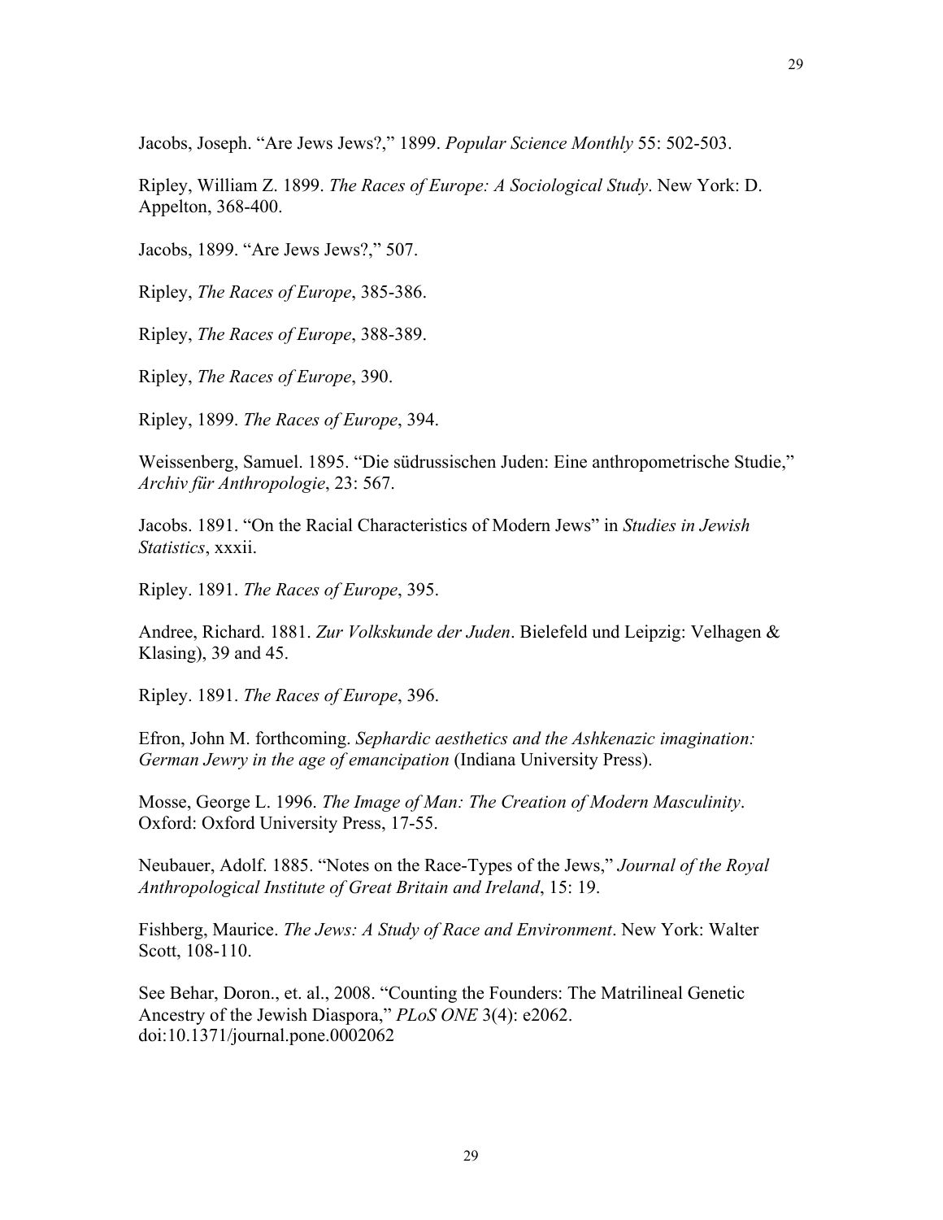Jacobs, Joseph. "Are Jews Jews?," 1899. *Popular Science Monthly* 55: 502-503.

Ripley, William Z. 1899. *The Races of Europe: A Sociological Study*. New York: D. Appelton, 368-400.

Jacobs, 1899. "Are Jews Jews?," 507.

Ripley, *The Races of Europe*, 385-386.

Ripley, *The Races of Europe*, 388-389.

Ripley, *The Races of Europe*, 390.

Ripley, 1899. *The Races of Europe*, 394.

Weissenberg, Samuel. 1895. "Die südrussischen Juden: Eine anthropometrische Studie," *Archiv für Anthropologie*, 23: 567.

Jacobs. 1891. "On the Racial Characteristics of Modern Jews" in *Studies in Jewish Statistics*, xxxii.

Ripley. 1891. *The Races of Europe*, 395.

Andree, Richard. 1881. *Zur Volkskunde der Juden*. Bielefeld und Leipzig: Velhagen & Klasing), 39 and 45.

Ripley. 1891. *The Races of Europe*, 396.

Efron, John M. forthcoming. *Sephardic aesthetics and the Ashkenazic imagination: German Jewry in the age of emancipation* (Indiana University Press).

Mosse, George L. 1996. *The Image of Man: The Creation of Modern Masculinity*. Oxford: Oxford University Press, 17-55.

Neubauer, Adolf. 1885. "Notes on the Race-Types of the Jews," *Journal of the Royal Anthropological Institute of Great Britain and Ireland*, 15: 19.

Fishberg, Maurice. *The Jews: A Study of Race and Environment*. New York: Walter Scott, 108-110.

See Behar, Doron., et. al., 2008. "Counting the Founders: The Matrilineal Genetic Ancestry of the Jewish Diaspora," *PLoS ONE* 3(4): e2062. doi:10.1371/journal.pone.0002062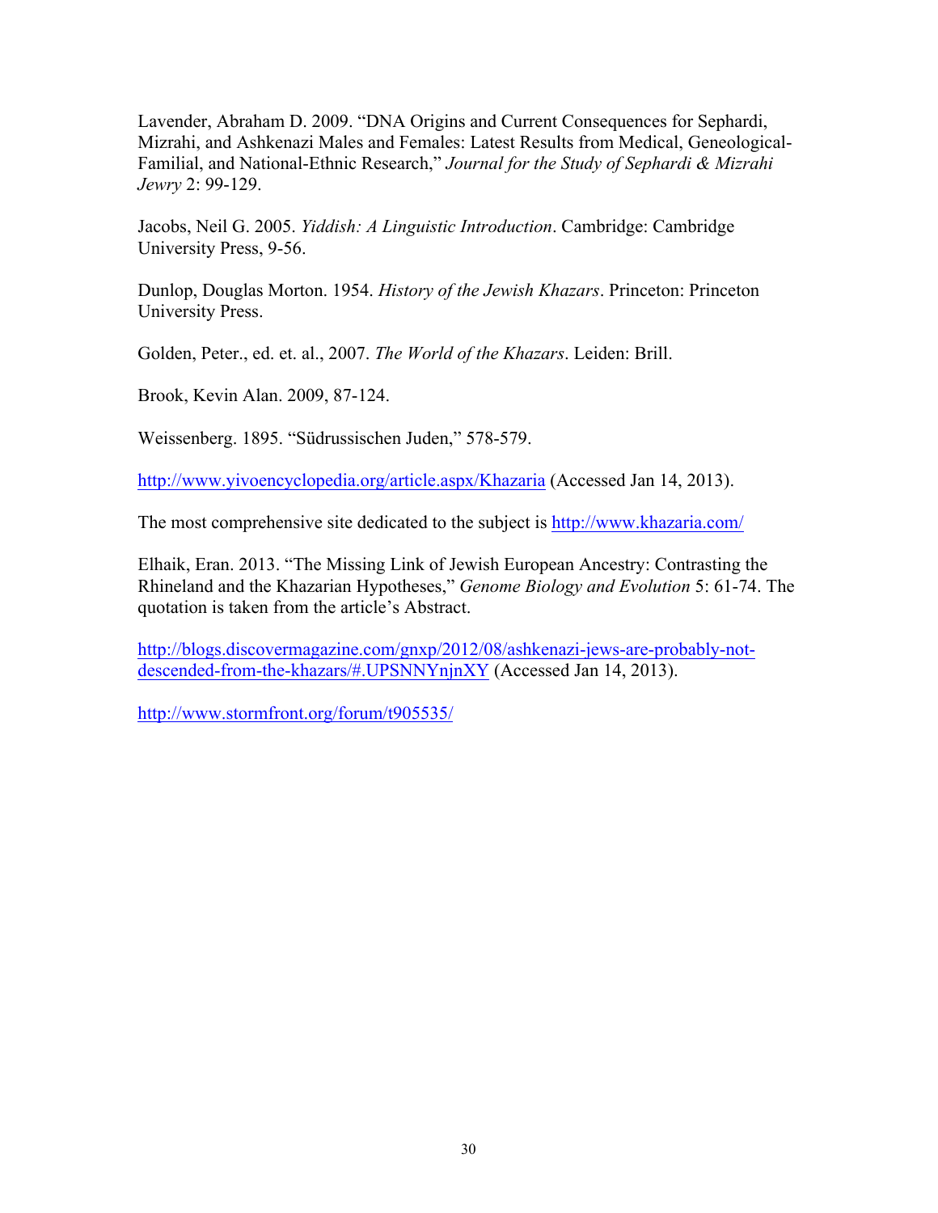Lavender, Abraham D. 2009. "DNA Origins and Current Consequences for Sephardi, Mizrahi, and Ashkenazi Males and Females: Latest Results from Medical, Geneological-Familial, and National-Ethnic Research," *Journal for the Study of Sephardi & Mizrahi Jewry* 2: 99-129.

Jacobs, Neil G. 2005. *Yiddish: A Linguistic Introduction*. Cambridge: Cambridge University Press, 9-56.

Dunlop, Douglas Morton. 1954. *History of the Jewish Khazars*. Princeton: Princeton University Press.

Golden, Peter., ed. et. al., 2007. *The World of the Khazars*. Leiden: Brill.

Brook, Kevin Alan. 2009, 87-124.

Weissenberg. 1895. "Südrussischen Juden," 578-579.

http://www.yivoencyclopedia.org/article.aspx/Khazaria (Accessed Jan 14, 2013).

The most comprehensive site dedicated to the subject is http://www.khazaria.com/

Elhaik, Eran. 2013. "The Missing Link of Jewish European Ancestry: Contrasting the Rhineland and the Khazarian Hypotheses," *Genome Biology and Evolution* 5: 61-74. The quotation is taken from the article's Abstract.

http://blogs.discovermagazine.com/gnxp/2012/08/ashkenazi-jews-are-probably-not-descended-from-the-khazars/#.UPSNNYnjnXY (Accessed Jan 14, 2013).

http://www.stormfront.org/forum/t905535/